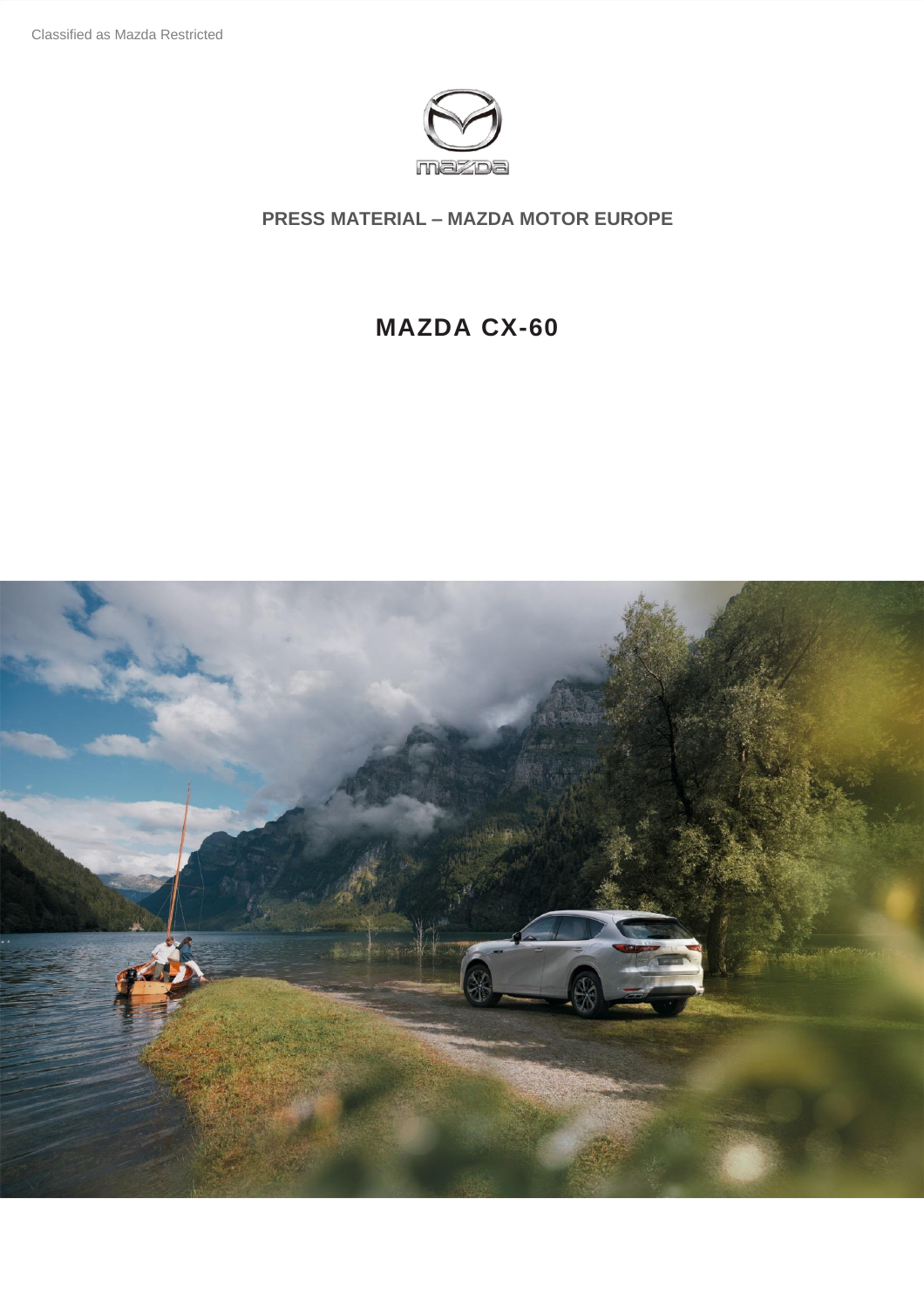Classified as Mazda Restricted

**PRESS MATERIAL – MAZDA MOTOR EUROPE**

# MAZDA CX-60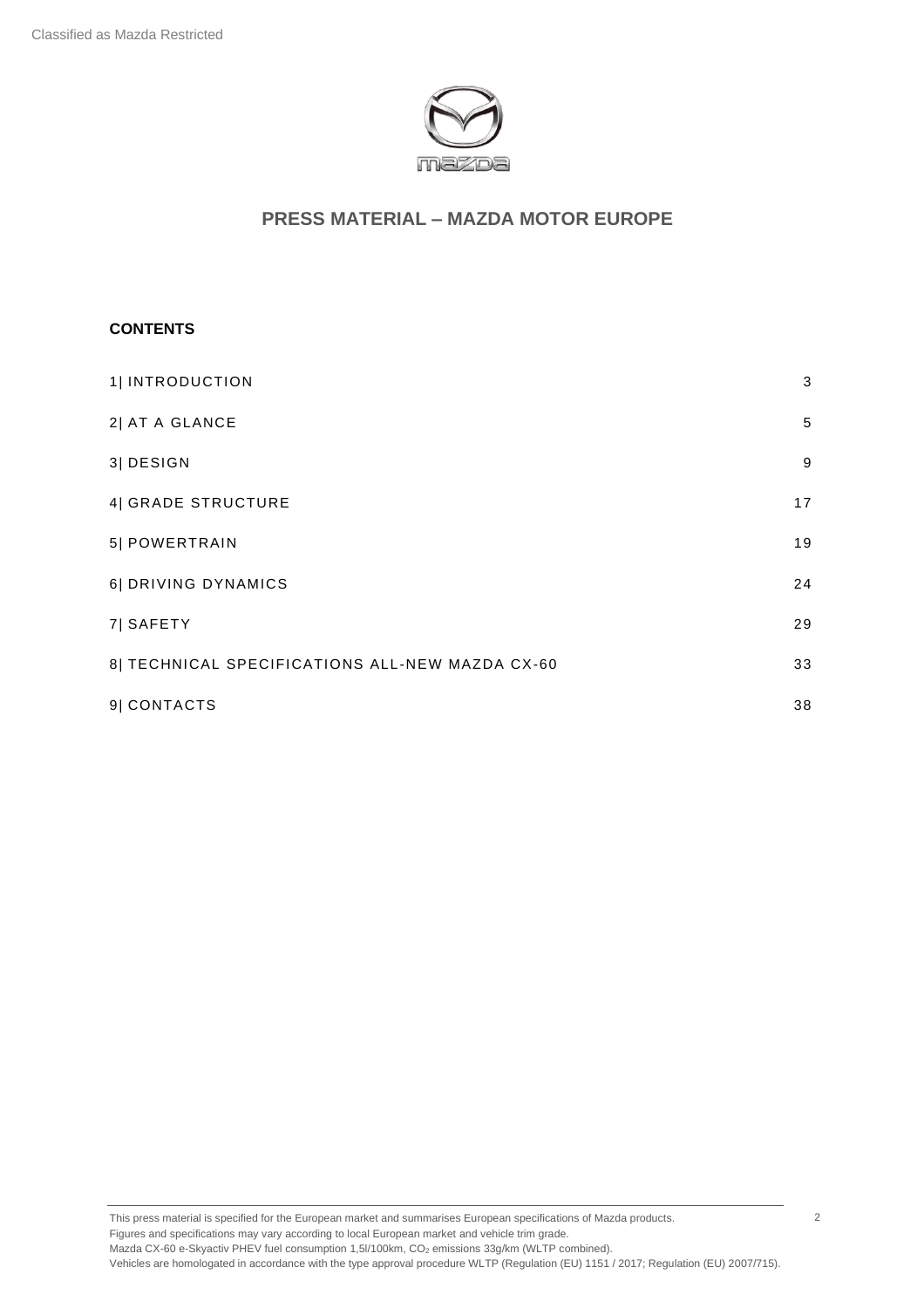# PRESS MATERIAL – MAZDA MOTOR EUROPE

## CONTENTS

| | |
|---|---|
| 1\| INTRODUCTION | 3 |
| 2\| AT A GLANCE | 5 |
| 3\| DESIGN | 9 |
| 4\| GRADE STRUCTURE | 17 |
| 5\| POWERTRAIN | 19 |
| 6\| DRIVING DYNAMICS | 24 |
| 7\| SAFETY | 29 |
| 8\| TECHNICAL SPECIFICATIONS ALL-NEW MAZDA CX-60 | 33 |
| 9\| CONTACTS | 38 |

This press material is specified for the European market and summarises European specifications of Mazda products.
Figures and specifications may vary according to local European market and vehicle trim grade.
Mazda CX-60 e-Skyactiv PHEV fuel consumption 1,5l/100km, $CO_2$ emissions 33g/km (WLTP combined).
Vehicles are homologated in accordance with the type approval procedure WLTP (Regulation (EU) 1151 / 2017; Regulation (EU) 2007/715).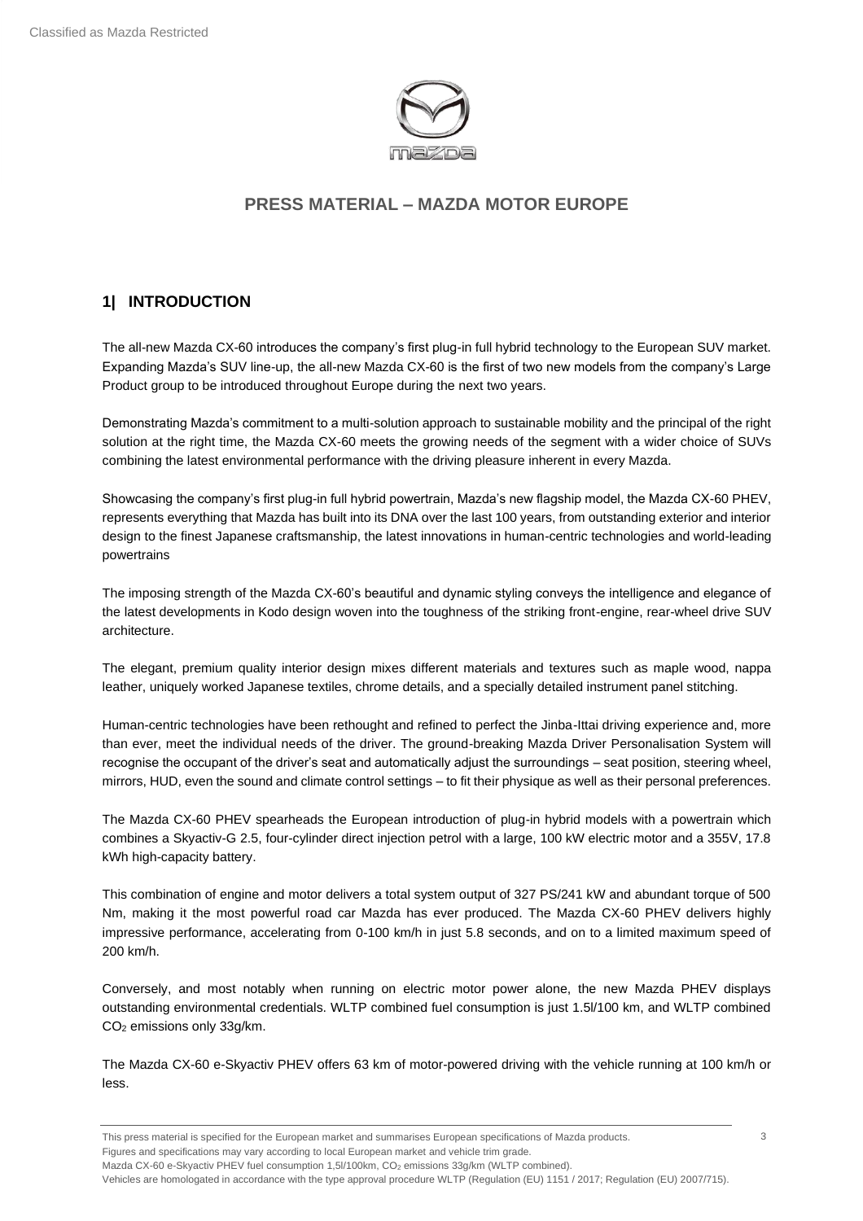## PRESS MATERIAL – MAZDA MOTOR EUROPE

## 1| INTRODUCTION

The all-new Mazda CX-60 introduces the company's first plug-in full hybrid technology to the European SUV market. Expanding Mazda's SUV line-up, the all-new Mazda CX-60 is the first of two new models from the company's Large Product group to be introduced throughout Europe during the next two years.

Demonstrating Mazda's commitment to a multi-solution approach to sustainable mobility and the principal of the right solution at the right time, the Mazda CX-60 meets the growing needs of the segment with a wider choice of SUVs combining the latest environmental performance with the driving pleasure inherent in every Mazda.

Showcasing the company's first plug-in full hybrid powertrain, Mazda's new flagship model, the Mazda CX-60 PHEV, represents everything that Mazda has built into its DNA over the last 100 years, from outstanding exterior and interior design to the finest Japanese craftsmanship, the latest innovations in human-centric technologies and world-leading powertrains

The imposing strength of the Mazda CX-60's beautiful and dynamic styling conveys the intelligence and elegance of the latest developments in Kodo design woven into the toughness of the striking front-engine, rear-wheel drive SUV architecture.

The elegant, premium quality interior design mixes different materials and textures such as maple wood, nappa leather, uniquely worked Japanese textiles, chrome details, and a specially detailed instrument panel stitching.

Human-centric technologies have been rethought and refined to perfect the Jinba-Ittai driving experience and, more than ever, meet the individual needs of the driver. The ground-breaking Mazda Driver Personalisation System will recognise the occupant of the driver's seat and automatically adjust the surroundings – seat position, steering wheel, mirrors, HUD, even the sound and climate control settings – to fit their physique as well as their personal preferences.

The Mazda CX-60 PHEV spearheads the European introduction of plug-in hybrid models with a powertrain which combines a Skyactiv-G 2.5, four-cylinder direct injection petrol with a large, 100 kW electric motor and a 355V, 17.8 kWh high-capacity battery.

This combination of engine and motor delivers a total system output of 327 PS/241 kW and abundant torque of 500 Nm, making it the most powerful road car Mazda has ever produced. The Mazda CX-60 PHEV delivers highly impressive performance, accelerating from 0-100 km/h in just 5.8 seconds, and on to a limited maximum speed of 200 km/h.

Conversely, and most notably when running on electric motor power alone, the new Mazda PHEV displays outstanding environmental credentials. WLTP combined fuel consumption is just 1.5l/100 km, and WLTP combined $CO_2$ emissions only 33g/km.

The Mazda CX-60 e-Skyactiv PHEV offers 63 km of motor-powered driving with the vehicle running at 100 km/h or less.

This press material is specified for the European market and summarises European specifications of Mazda products.
Figures and specifications may vary according to local European market and vehicle trim grade.
Mazda CX-60 e-Skyactiv PHEV fuel consumption 1,5l/100km, $CO_2$ emissions 33g/km (WLTP combined).
Vehicles are homologated in accordance with the type approval procedure WLTP (Regulation (EU) 1151 / 2017; Regulation (EU) 2007/715).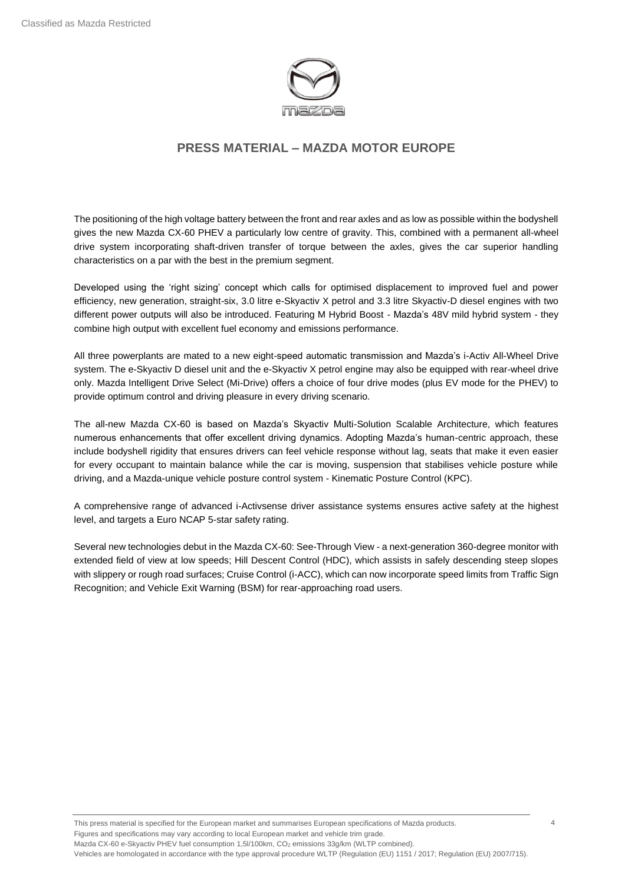The positioning of the high voltage battery between the front and rear axles and as low as possible within the bodyshell gives the new Mazda CX-60 PHEV a particularly low centre of gravity. This, combined with a permanent all-wheel drive system incorporating shaft-driven transfer of torque between the axles, gives the car superior handling characteristics on a par with the best in the premium segment.

Developed using the 'right sizing' concept which calls for optimised displacement to improved fuel and power efficiency, new generation, straight-six, 3.0 litre e-Skyactiv X petrol and 3.3 litre Skyactiv-D diesel engines with two different power outputs will also be introduced. Featuring M Hybrid Boost - Mazda's 48V mild hybrid system - they combine high output with excellent fuel economy and emissions performance.

All three powerplants are mated to a new eight-speed automatic transmission and Mazda's i-Activ All-Wheel Drive system. The e-Skyactiv D diesel unit and the e-Skyactiv X petrol engine may also be equipped with rear-wheel drive only. Mazda Intelligent Drive Select (Mi-Drive) offers a choice of four drive modes (plus EV mode for the PHEV) to provide optimum control and driving pleasure in every driving scenario.

The all-new Mazda CX-60 is based on Mazda's Skyactiv Multi-Solution Scalable Architecture, which features numerous enhancements that offer excellent driving dynamics. Adopting Mazda's human-centric approach, these include bodyshell rigidity that ensures drivers can feel vehicle response without lag, seats that make it even easier for every occupant to maintain balance while the car is moving, suspension that stabilises vehicle posture while driving, and a Mazda-unique vehicle posture control system - Kinematic Posture Control (KPC).

A comprehensive range of advanced i-Activsense driver assistance systems ensures active safety at the highest level, and targets a Euro NCAP 5-star safety rating.

Several new technologies debut in the Mazda CX-60: See-Through View - a next-generation 360-degree monitor with extended field of view at low speeds; Hill Descent Control (HDC), which assists in safely descending steep slopes with slippery or rough road surfaces; Cruise Control (i-ACC), which can now incorporate speed limits from Traffic Sign Recognition; and Vehicle Exit Warning (BSM) for rear-approaching road users.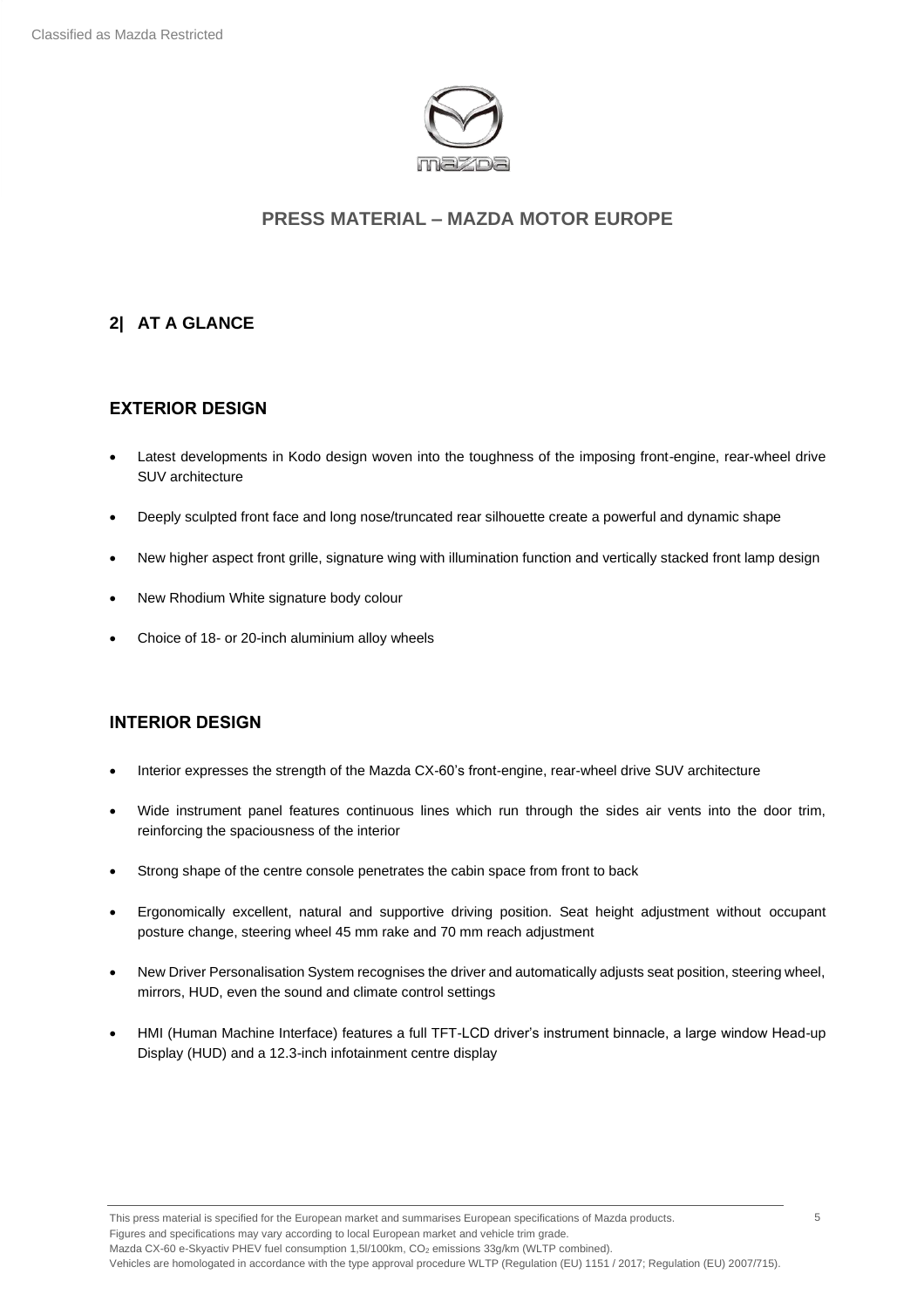## 2| AT A GLANCE

### EXTERIOR DESIGN

- Latest developments in Kodo design woven into the toughness of the imposing front-engine, rear-wheel drive SUV architecture
- Deeply sculpted front face and long nose/truncated rear silhouette create a powerful and dynamic shape
- New higher aspect front grille, signature wing with illumination function and vertically stacked front lamp design
- New Rhodium White signature body colour
- Choice of 18- or 20-inch aluminium alloy wheels

### INTERIOR DESIGN

- Interior expresses the strength of the Mazda CX-60's front-engine, rear-wheel drive SUV architecture
- Wide instrument panel features continuous lines which run through the sides air vents into the door trim, reinforcing the spaciousness of the interior
- Strong shape of the centre console penetrates the cabin space from front to back
- Ergonomically excellent, natural and supportive driving position. Seat height adjustment without occupant posture change, steering wheel 45 mm rake and 70 mm reach adjustment
- New Driver Personalisation System recognises the driver and automatically adjusts seat position, steering wheel, mirrors, HUD, even the sound and climate control settings
- HMI (Human Machine Interface) features a full TFT-LCD driver's instrument binnacle, a large window Head-up Display (HUD) and a 12.3-inch infotainment centre display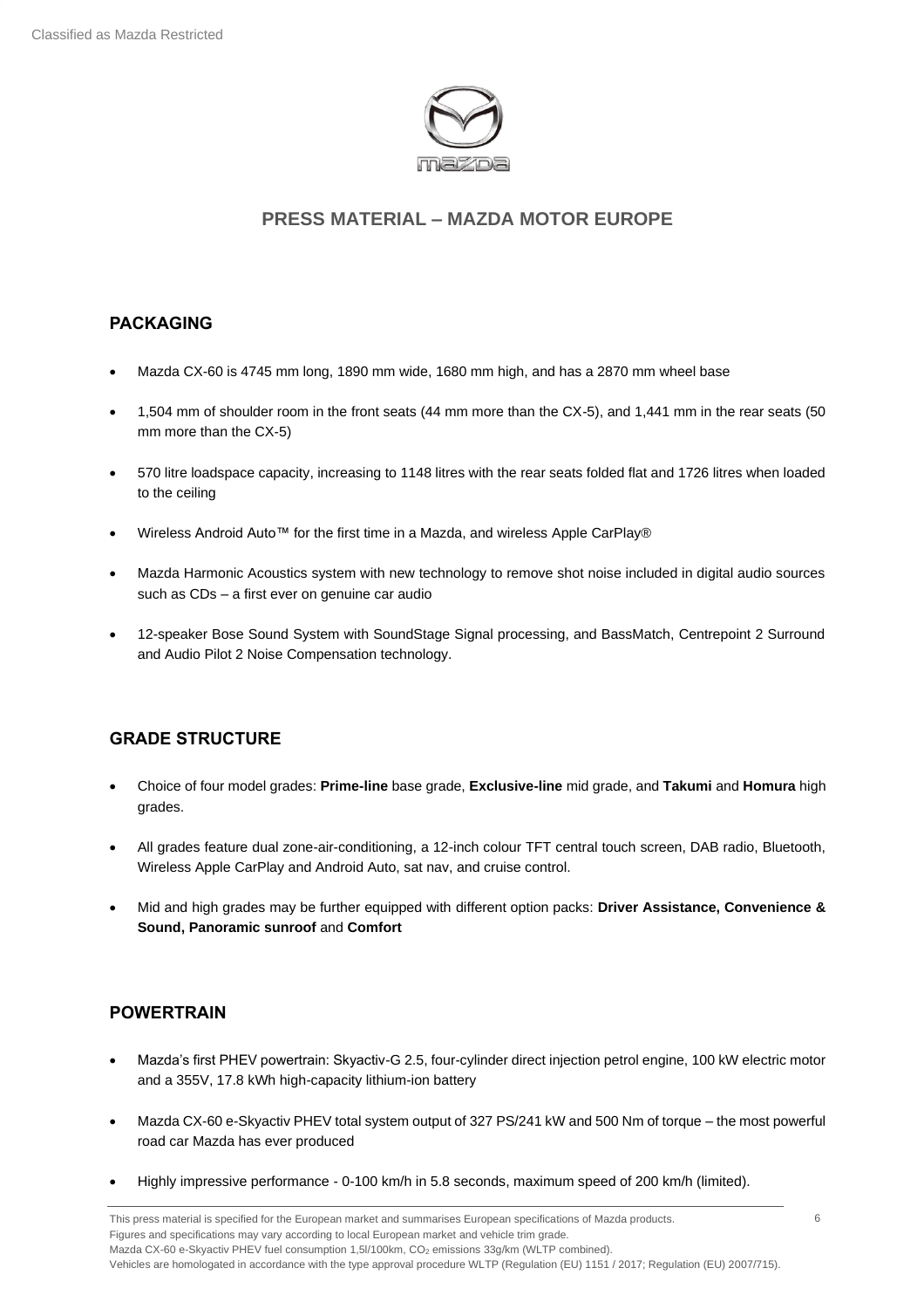## PRESS MATERIAL – MAZDA MOTOR EUROPE

### PACKAGING

- Mazda CX-60 is 4745 mm long, 1890 mm wide, 1680 mm high, and has a 2870 mm wheel base
- 1,504 mm of shoulder room in the front seats (44 mm more than the CX-5), and 1,441 mm in the rear seats (50 mm more than the CX-5)
- 570 litre loadspace capacity, increasing to 1148 litres with the rear seats folded flat and 1726 litres when loaded to the ceiling
- Wireless Android Auto™ for the first time in a Mazda, and wireless Apple CarPlay®
- Mazda Harmonic Acoustics system with new technology to remove shot noise included in digital audio sources such as CDs – a first ever on genuine car audio
- 12-speaker Bose Sound System with SoundStage Signal processing, and BassMatch, Centrepoint 2 Surround and Audio Pilot 2 Noise Compensation technology.

### GRADE STRUCTURE

- Choice of four model grades: **Prime-line** base grade, **Exclusive-line** mid grade, and **Takumi** and **Homura** high grades.
- All grades feature dual zone-air-conditioning, a 12-inch colour TFT central touch screen, DAB radio, Bluetooth, Wireless Apple CarPlay and Android Auto, sat nav, and cruise control.
- Mid and high grades may be further equipped with different option packs: **Driver Assistance, Convenience & Sound, Panoramic sunroof** and **Comfort**

### POWERTRAIN

- Mazda's first PHEV powertrain: Skyactiv-G 2.5, four-cylinder direct injection petrol engine, 100 kW electric motor and a 355V, 17.8 kWh high-capacity lithium-ion battery
- Mazda CX-60 e-Skyactiv PHEV total system output of 327 PS/241 kW and 500 Nm of torque – the most powerful road car Mazda has ever produced
- Highly impressive performance - 0-100 km/h in 5.8 seconds, maximum speed of 200 km/h (limited).

This press material is specified for the European market and summarises European specifications of Mazda products.
Figures and specifications may vary according to local European market and vehicle trim grade.
Mazda CX-60 e-Skyactiv PHEV fuel consumption 1,5l/100km, $CO_2$ emissions 33g/km (WLTP combined).
Vehicles are homologated in accordance with the type approval procedure WLTP (Regulation (EU) 1151 / 2017; Regulation (EU) 2007/715).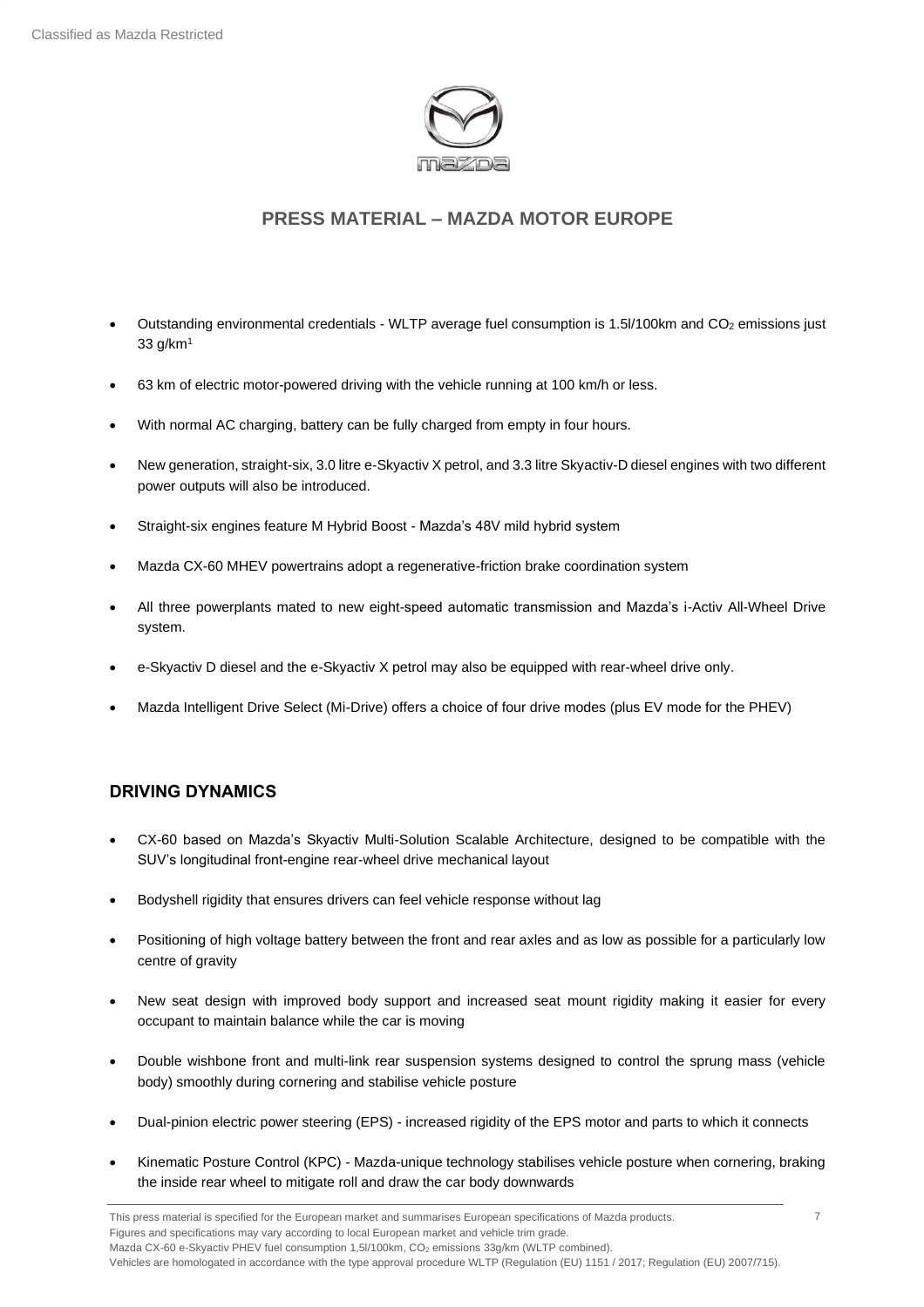- Outstanding environmental credentials - WLTP average fuel consumption is 1.5l/100km and $CO_2$ emissions just 33 g/km[1]

- 63 km of electric motor-powered driving with the vehicle running at 100 km/h or less.

- With normal AC charging, battery can be fully charged from empty in four hours.

- New generation, straight-six, 3.0 litre e-Skyactiv X petrol, and 3.3 litre Skyactiv-D diesel engines with two different power outputs will also be introduced.

- Straight-six engines feature M Hybrid Boost - Mazda's 48V mild hybrid system

- Mazda CX-60 MHEV powertrains adopt a regenerative-friction brake coordination system

- All three powerplants mated to new eight-speed automatic transmission and Mazda's i-Activ All-Wheel Drive system.

- e-Skyactiv D diesel and the e-Skyactiv X petrol may also be equipped with rear-wheel drive only.

- Mazda Intelligent Drive Select (Mi-Drive) offers a choice of four drive modes (plus EV mode for the PHEV)

## DRIVING DYNAMICS

- CX-60 based on Mazda's Skyactiv Multi-Solution Scalable Architecture, designed to be compatible with the SUV's longitudinal front-engine rear-wheel drive mechanical layout

- Bodyshell rigidity that ensures drivers can feel vehicle response without lag

- Positioning of high voltage battery between the front and rear axles and as low as possible for a particularly low centre of gravity

- New seat design with improved body support and increased seat mount rigidity making it easier for every occupant to maintain balance while the car is moving

- Double wishbone front and multi-link rear suspension systems designed to control the sprung mass (vehicle body) smoothly during cornering and stabilise vehicle posture

- Dual-pinion electric power steering (EPS) - increased rigidity of the EPS motor and parts to which it connects

- Kinematic Posture Control (KPC) - Mazda-unique technology stabilises vehicle posture when cornering, braking the inside rear wheel to mitigate roll and draw the car body downwards

This press material is specified for the European market and summarises European specifications of Mazda products.
Figures and specifications may vary according to local European market and vehicle trim grade.
Mazda CX-60 e-Skyactiv PHEV fuel consumption 1,5l/100km, $CO_2$ emissions 33g/km (WLTP combined).
Vehicles are homologated in accordance with the type approval procedure WLTP (Regulation (EU) 1151 / 2017; Regulation (EU) 2007/715).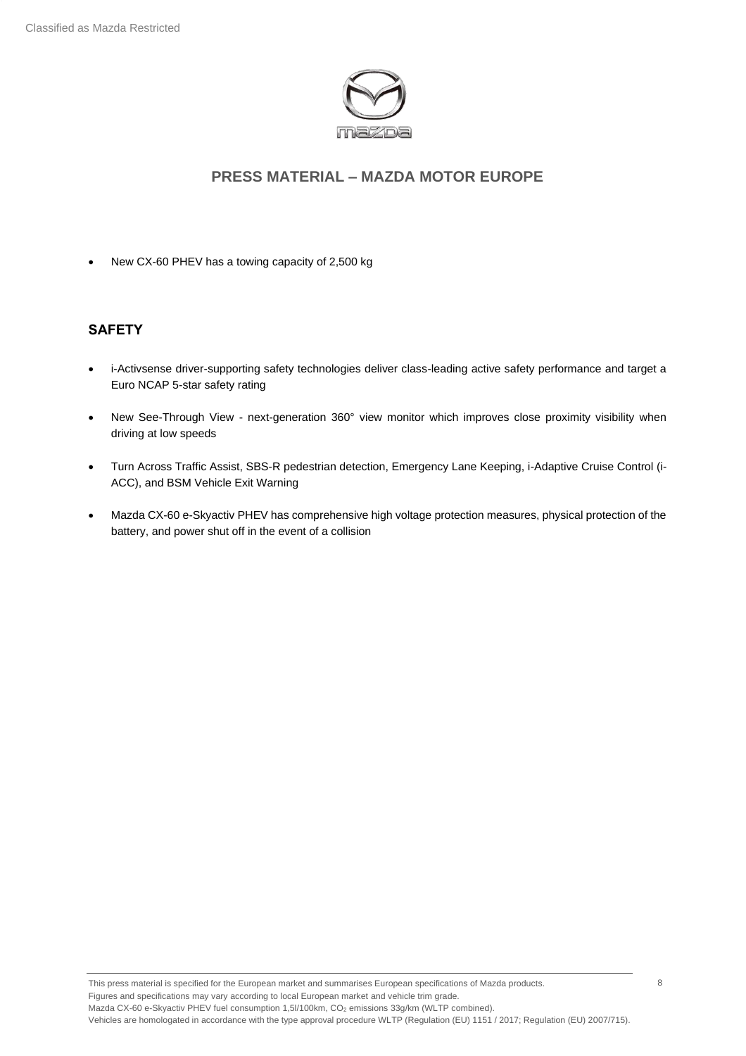- New CX-60 PHEV has a towing capacity of 2,500 kg

## SAFETY

- i-Activsense driver-supporting safety technologies deliver class-leading active safety performance and target a Euro NCAP 5-star safety rating
- New See-Through View - next-generation 360° view monitor which improves close proximity visibility when driving at low speeds
- Turn Across Traffic Assist, SBS-R pedestrian detection, Emergency Lane Keeping, i-Adaptive Cruise Control (i-ACC), and BSM Vehicle Exit Warning
- Mazda CX-60 e-Skyactiv PHEV has comprehensive high voltage protection measures, physical protection of the battery, and power shut off in the event of a collision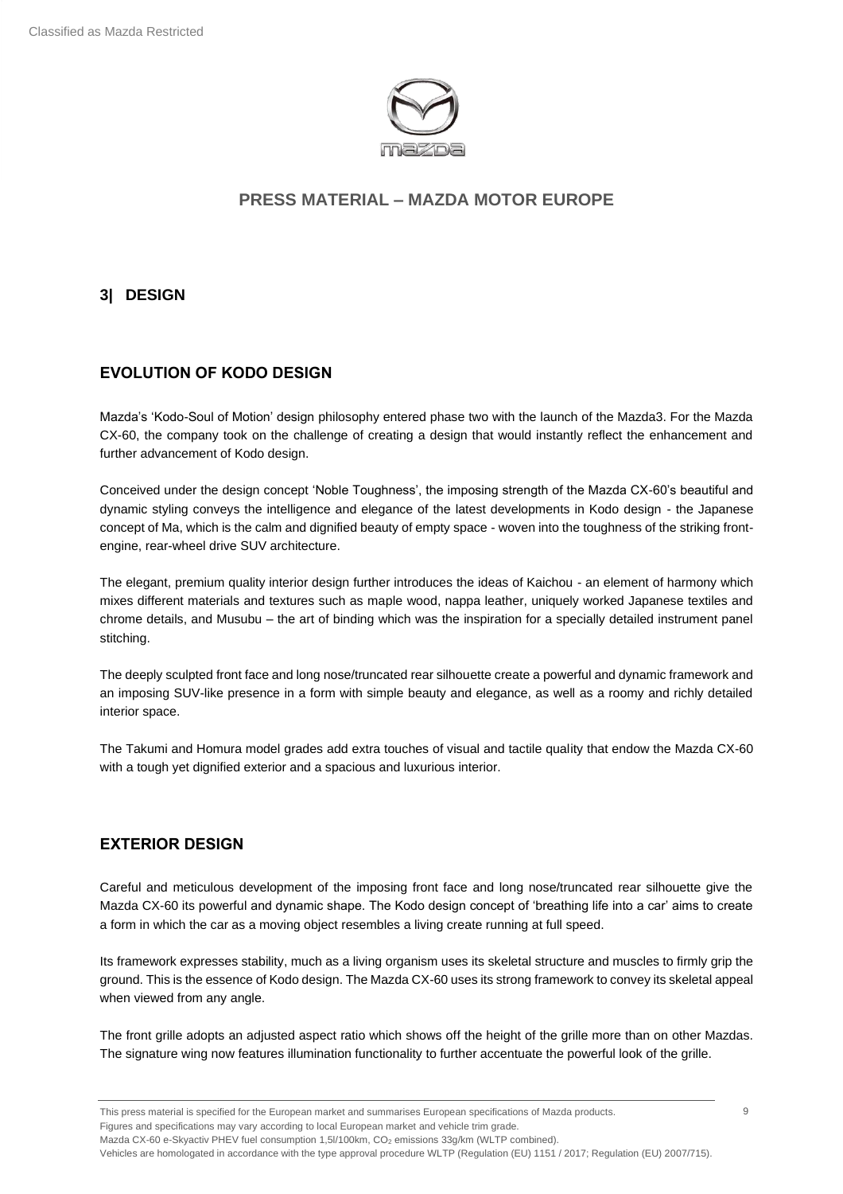## 3| DESIGN

### EVOLUTION OF KODO DESIGN

Mazda's 'Kodo-Soul of Motion' design philosophy entered phase two with the launch of the Mazda3. For the Mazda CX-60, the company took on the challenge of creating a design that would instantly reflect the enhancement and further advancement of Kodo design.

Conceived under the design concept 'Noble Toughness', the imposing strength of the Mazda CX-60's beautiful and dynamic styling conveys the intelligence and elegance of the latest developments in Kodo design - the Japanese concept of Ma, which is the calm and dignified beauty of empty space - woven into the toughness of the striking front-engine, rear-wheel drive SUV architecture.

The elegant, premium quality interior design further introduces the ideas of Kaichou - an element of harmony which mixes different materials and textures such as maple wood, nappa leather, uniquely worked Japanese textiles and chrome details, and Musubu – the art of binding which was the inspiration for a specially detailed instrument panel stitching.

The deeply sculpted front face and long nose/truncated rear silhouette create a powerful and dynamic framework and an imposing SUV-like presence in a form with simple beauty and elegance, as well as a roomy and richly detailed interior space.

The Takumi and Homura model grades add extra touches of visual and tactile quality that endow the Mazda CX-60 with a tough yet dignified exterior and a spacious and luxurious interior.

### EXTERIOR DESIGN

Careful and meticulous development of the imposing front face and long nose/truncated rear silhouette give the Mazda CX-60 its powerful and dynamic shape. The Kodo design concept of 'breathing life into a car' aims to create a form in which the car as a moving object resembles a living create running at full speed.

Its framework expresses stability, much as a living organism uses its skeletal structure and muscles to firmly grip the ground. This is the essence of Kodo design. The Mazda CX-60 uses its strong framework to convey its skeletal appeal when viewed from any angle.

The front grille adopts an adjusted aspect ratio which shows off the height of the grille more than on other Mazdas. The signature wing now features illumination functionality to further accentuate the powerful look of the grille.

This press material is specified for the European market and summarises European specifications of Mazda products.
Figures and specifications may vary according to local European market and vehicle trim grade.
Mazda CX-60 e-Skyactiv PHEV fuel consumption 1,5l/100km, $CO_2$ emissions 33g/km (WLTP combined).
Vehicles are homologated in accordance with the type approval procedure WLTP (Regulation (EU) 1151 / 2017; Regulation (EU) 2007/715).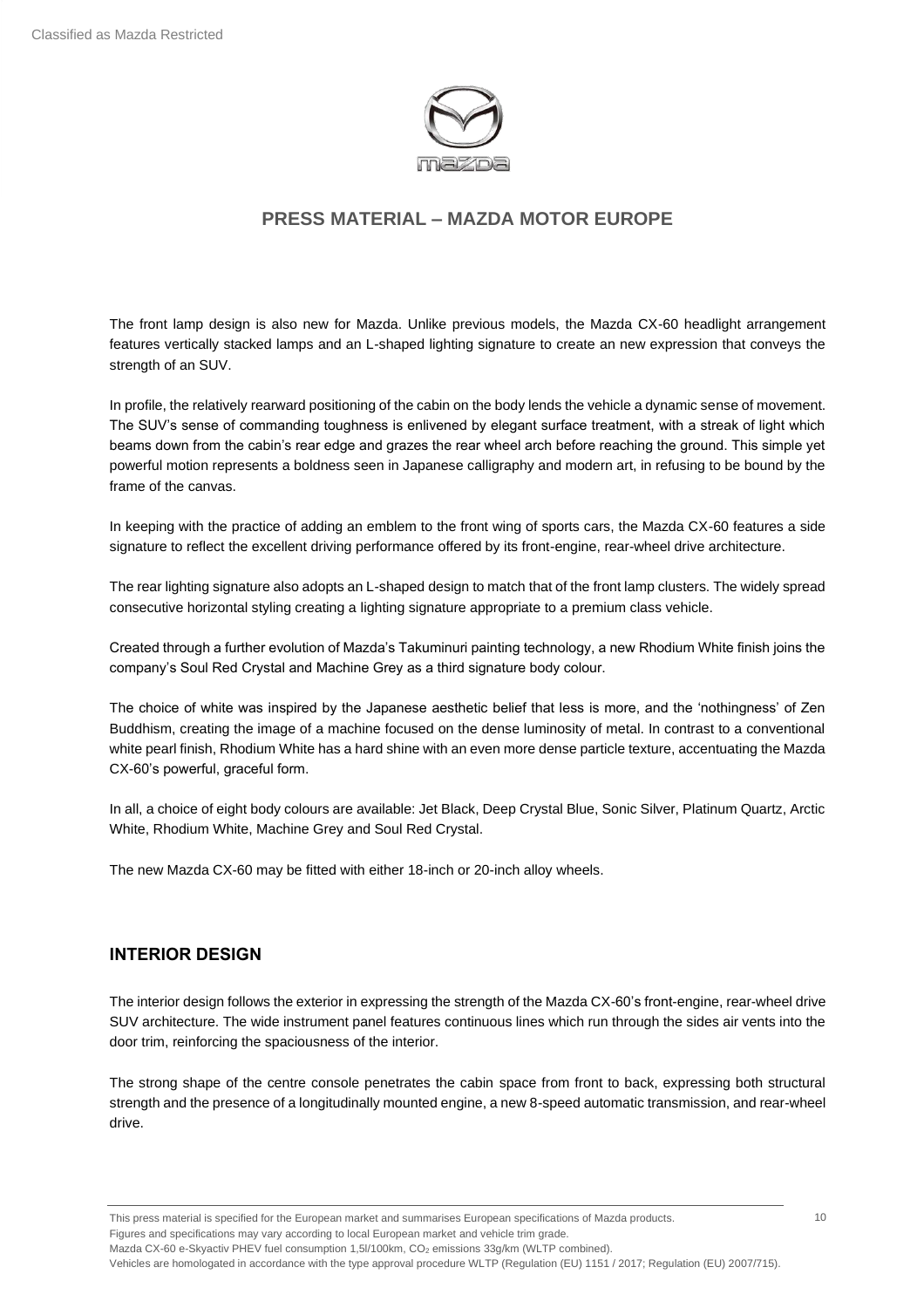The front lamp design is also new for Mazda. Unlike previous models, the Mazda CX-60 headlight arrangement features vertically stacked lamps and an L-shaped lighting signature to create an new expression that conveys the strength of an SUV.

In profile, the relatively rearward positioning of the cabin on the body lends the vehicle a dynamic sense of movement. The SUV's sense of commanding toughness is enlivened by elegant surface treatment, with a streak of light which beams down from the cabin's rear edge and grazes the rear wheel arch before reaching the ground. This simple yet powerful motion represents a boldness seen in Japanese calligraphy and modern art, in refusing to be bound by the frame of the canvas.

In keeping with the practice of adding an emblem to the front wing of sports cars, the Mazda CX-60 features a side signature to reflect the excellent driving performance offered by its front-engine, rear-wheel drive architecture.

The rear lighting signature also adopts an L-shaped design to match that of the front lamp clusters. The widely spread consecutive horizontal styling creating a lighting signature appropriate to a premium class vehicle.

Created through a further evolution of Mazda's Takuminuri painting technology, a new Rhodium White finish joins the company's Soul Red Crystal and Machine Grey as a third signature body colour.

The choice of white was inspired by the Japanese aesthetic belief that less is more, and the 'nothingness' of Zen Buddhism, creating the image of a machine focused on the dense luminosity of metal. In contrast to a conventional white pearl finish, Rhodium White has a hard shine with an even more dense particle texture, accentuating the Mazda CX-60's powerful, graceful form.

In all, a choice of eight body colours are available: Jet Black, Deep Crystal Blue, Sonic Silver, Platinum Quartz, Arctic White, Rhodium White, Machine Grey and Soul Red Crystal.

The new Mazda CX-60 may be fitted with either 18-inch or 20-inch alloy wheels.

## INTERIOR DESIGN

The interior design follows the exterior in expressing the strength of the Mazda CX-60's front-engine, rear-wheel drive SUV architecture. The wide instrument panel features continuous lines which run through the sides air vents into the door trim, reinforcing the spaciousness of the interior.

The strong shape of the centre console penetrates the cabin space from front to back, expressing both structural strength and the presence of a longitudinally mounted engine, a new 8-speed automatic transmission, and rear-wheel drive.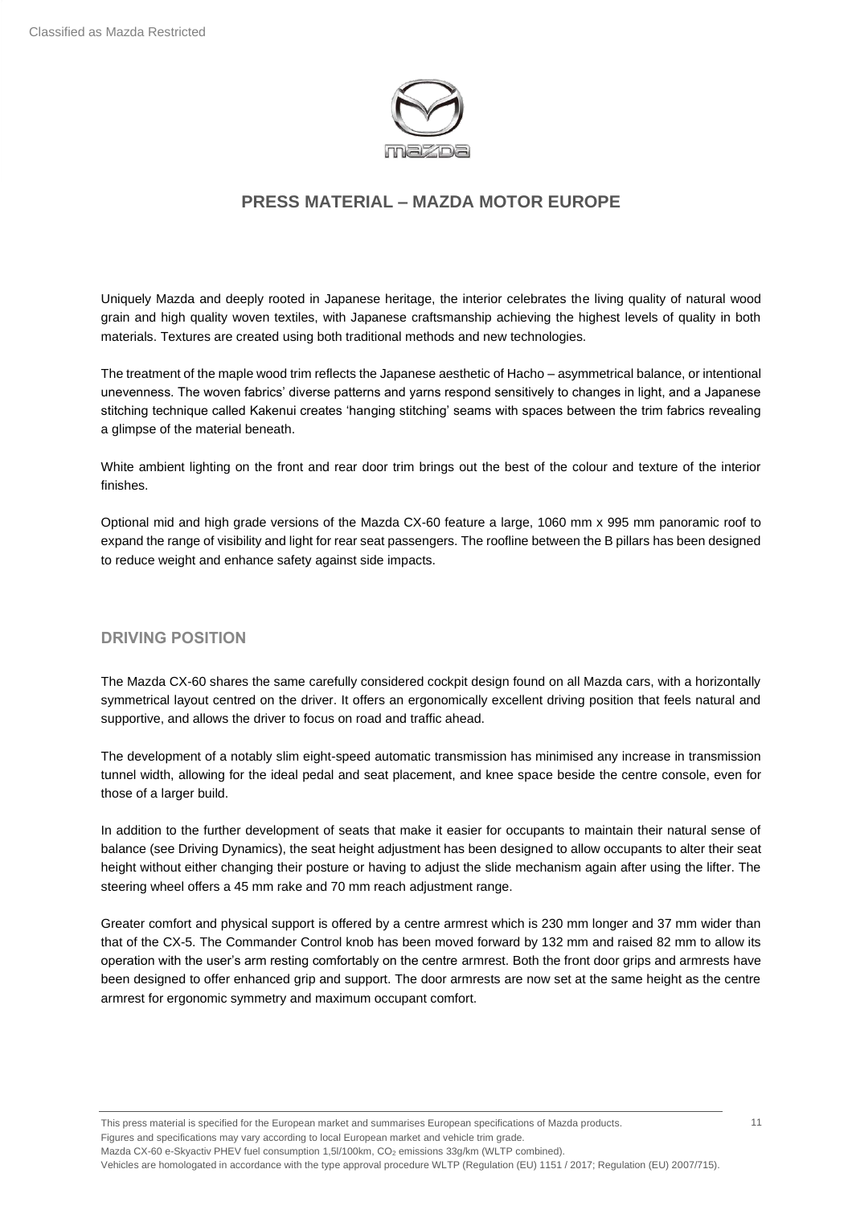Uniquely Mazda and deeply rooted in Japanese heritage, the interior celebrates the living quality of natural wood grain and high quality woven textiles, with Japanese craftsmanship achieving the highest levels of quality in both materials. Textures are created using both traditional methods and new technologies.

The treatment of the maple wood trim reflects the Japanese aesthetic of Hacho – asymmetrical balance, or intentional unevenness. The woven fabrics' diverse patterns and yarns respond sensitively to changes in light, and a Japanese stitching technique called Kakenui creates 'hanging stitching' seams with spaces between the trim fabrics revealing a glimpse of the material beneath.

White ambient lighting on the front and rear door trim brings out the best of the colour and texture of the interior finishes.

Optional mid and high grade versions of the Mazda CX-60 feature a large, 1060 mm x 995 mm panoramic roof to expand the range of visibility and light for rear seat passengers. The roofline between the B pillars has been designed to reduce weight and enhance safety against side impacts.

## DRIVING POSITION

The Mazda CX-60 shares the same carefully considered cockpit design found on all Mazda cars, with a horizontally symmetrical layout centred on the driver. It offers an ergonomically excellent driving position that feels natural and supportive, and allows the driver to focus on road and traffic ahead.

The development of a notably slim eight-speed automatic transmission has minimised any increase in transmission tunnel width, allowing for the ideal pedal and seat placement, and knee space beside the centre console, even for those of a larger build.

In addition to the further development of seats that make it easier for occupants to maintain their natural sense of balance (see Driving Dynamics), the seat height adjustment has been designed to allow occupants to alter their seat height without either changing their posture or having to adjust the slide mechanism again after using the lifter. The steering wheel offers a 45 mm rake and 70 mm reach adjustment range.

Greater comfort and physical support is offered by a centre armrest which is 230 mm longer and 37 mm wider than that of the CX-5. The Commander Control knob has been moved forward by 132 mm and raised 82 mm to allow its operation with the user's arm resting comfortably on the centre armrest. Both the front door grips and armrests have been designed to offer enhanced grip and support. The door armrests are now set at the same height as the centre armrest for ergonomic symmetry and maximum occupant comfort.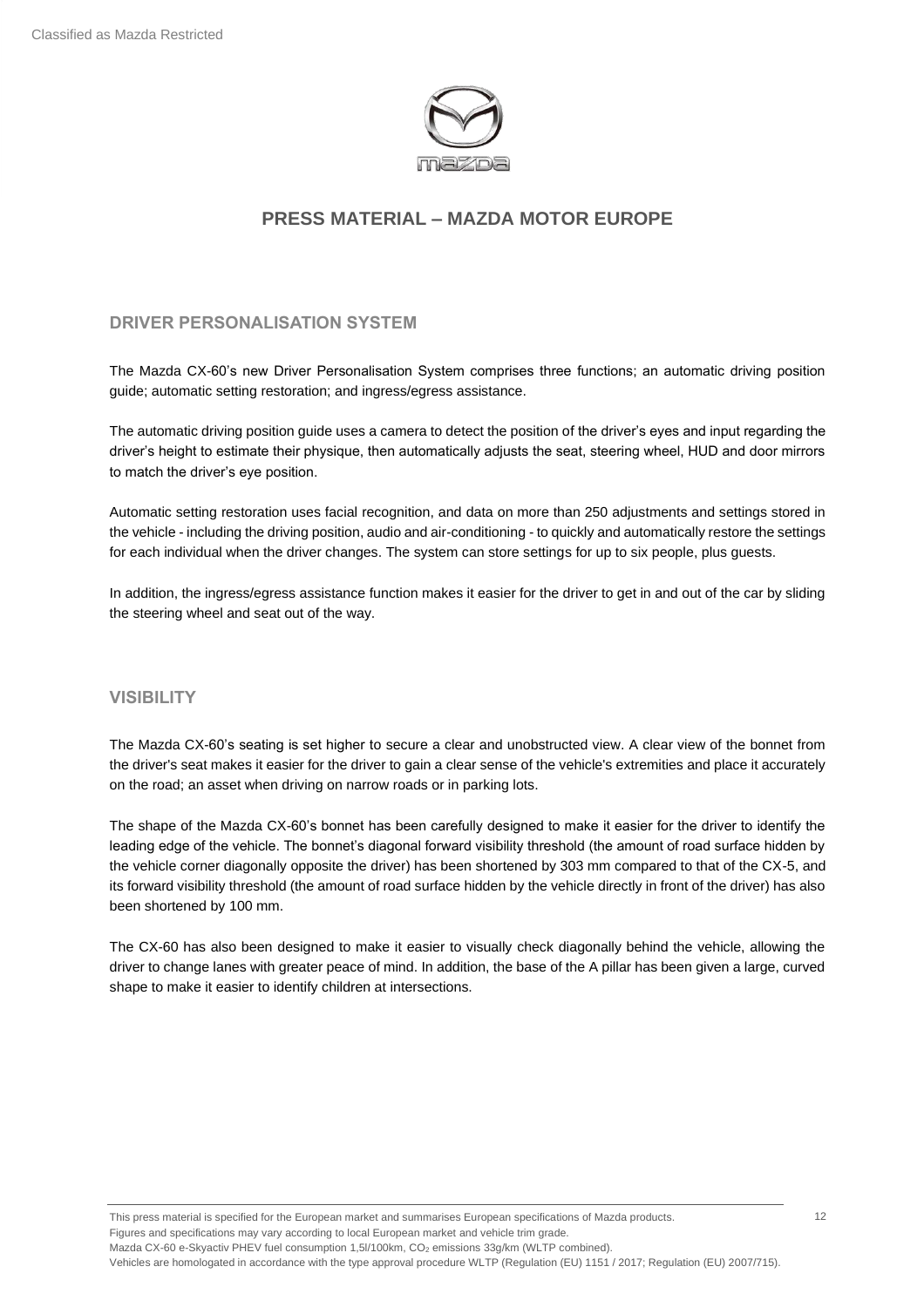## DRIVER PERSONALISATION SYSTEM

The Mazda CX-60's new Driver Personalisation System comprises three functions; an automatic driving position guide; automatic setting restoration; and ingress/egress assistance.

The automatic driving position guide uses a camera to detect the position of the driver's eyes and input regarding the driver's height to estimate their physique, then automatically adjusts the seat, steering wheel, HUD and door mirrors to match the driver's eye position.

Automatic setting restoration uses facial recognition, and data on more than 250 adjustments and settings stored in the vehicle - including the driving position, audio and air-conditioning - to quickly and automatically restore the settings for each individual when the driver changes. The system can store settings for up to six people, plus guests.

In addition, the ingress/egress assistance function makes it easier for the driver to get in and out of the car by sliding the steering wheel and seat out of the way.

## VISIBILITY

The Mazda CX-60's seating is set higher to secure a clear and unobstructed view. A clear view of the bonnet from the driver's seat makes it easier for the driver to gain a clear sense of the vehicle's extremities and place it accurately on the road; an asset when driving on narrow roads or in parking lots.

The shape of the Mazda CX-60's bonnet has been carefully designed to make it easier for the driver to identify the leading edge of the vehicle. The bonnet's diagonal forward visibility threshold (the amount of road surface hidden by the vehicle corner diagonally opposite the driver) has been shortened by 303 mm compared to that of the CX-5, and its forward visibility threshold (the amount of road surface hidden by the vehicle directly in front of the driver) has also been shortened by 100 mm.

The CX-60 has also been designed to make it easier to visually check diagonally behind the vehicle, allowing the driver to change lanes with greater peace of mind. In addition, the base of the A pillar has been given a large, curved shape to make it easier to identify children at intersections.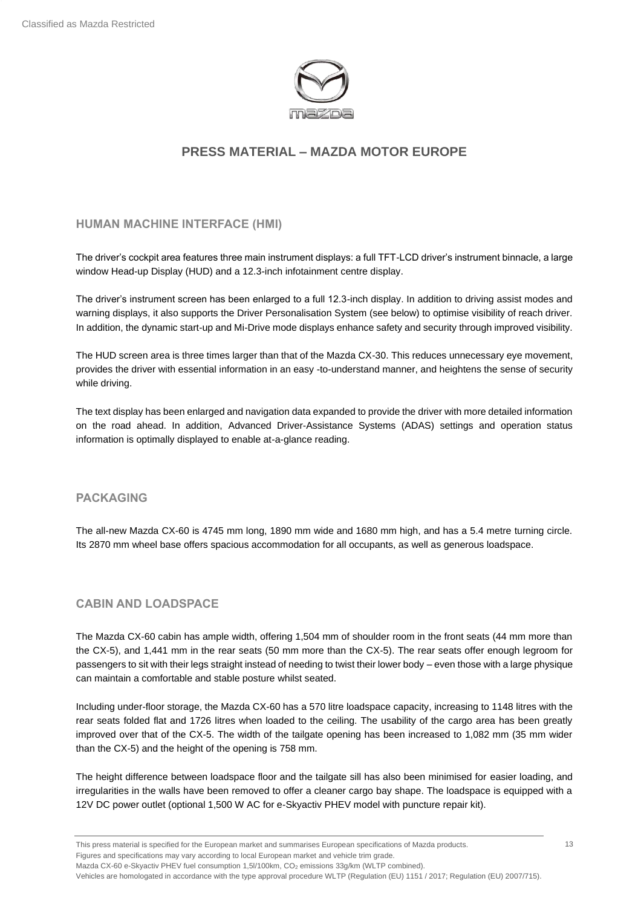## HUMAN MACHINE INTERFACE (HMI)

The driver's cockpit area features three main instrument displays: a full TFT-LCD driver's instrument binnacle, a large window Head-up Display (HUD) and a 12.3-inch infotainment centre display.

The driver's instrument screen has been enlarged to a full 12.3-inch display. In addition to driving assist modes and warning displays, it also supports the Driver Personalisation System (see below) to optimise visibility of reach driver. In addition, the dynamic start-up and Mi-Drive mode displays enhance safety and security through improved visibility.

The HUD screen area is three times larger than that of the Mazda CX-30. This reduces unnecessary eye movement, provides the driver with essential information in an easy -to-understand manner, and heightens the sense of security while driving.

The text display has been enlarged and navigation data expanded to provide the driver with more detailed information on the road ahead. In addition, Advanced Driver-Assistance Systems (ADAS) settings and operation status information is optimally displayed to enable at-a-glance reading.

## PACKAGING

The all-new Mazda CX-60 is 4745 mm long, 1890 mm wide and 1680 mm high, and has a 5.4 metre turning circle. Its 2870 mm wheel base offers spacious accommodation for all occupants, as well as generous loadspace.

## CABIN AND LOADSPACE

The Mazda CX-60 cabin has ample width, offering 1,504 mm of shoulder room in the front seats (44 mm more than the CX-5), and 1,441 mm in the rear seats (50 mm more than the CX-5). The rear seats offer enough legroom for passengers to sit with their legs straight instead of needing to twist their lower body – even those with a large physique can maintain a comfortable and stable posture whilst seated.

Including under-floor storage, the Mazda CX-60 has a 570 litre loadspace capacity, increasing to 1148 litres with the rear seats folded flat and 1726 litres when loaded to the ceiling. The usability of the cargo area has been greatly improved over that of the CX-5. The width of the tailgate opening has been increased to 1,082 mm (35 mm wider than the CX-5) and the height of the opening is 758 mm.

The height difference between loadspace floor and the tailgate sill has also been minimised for easier loading, and irregularities in the walls have been removed to offer a cleaner cargo bay shape. The loadspace is equipped with a 12V DC power outlet (optional 1,500 W AC for e-Skyactiv PHEV model with puncture repair kit).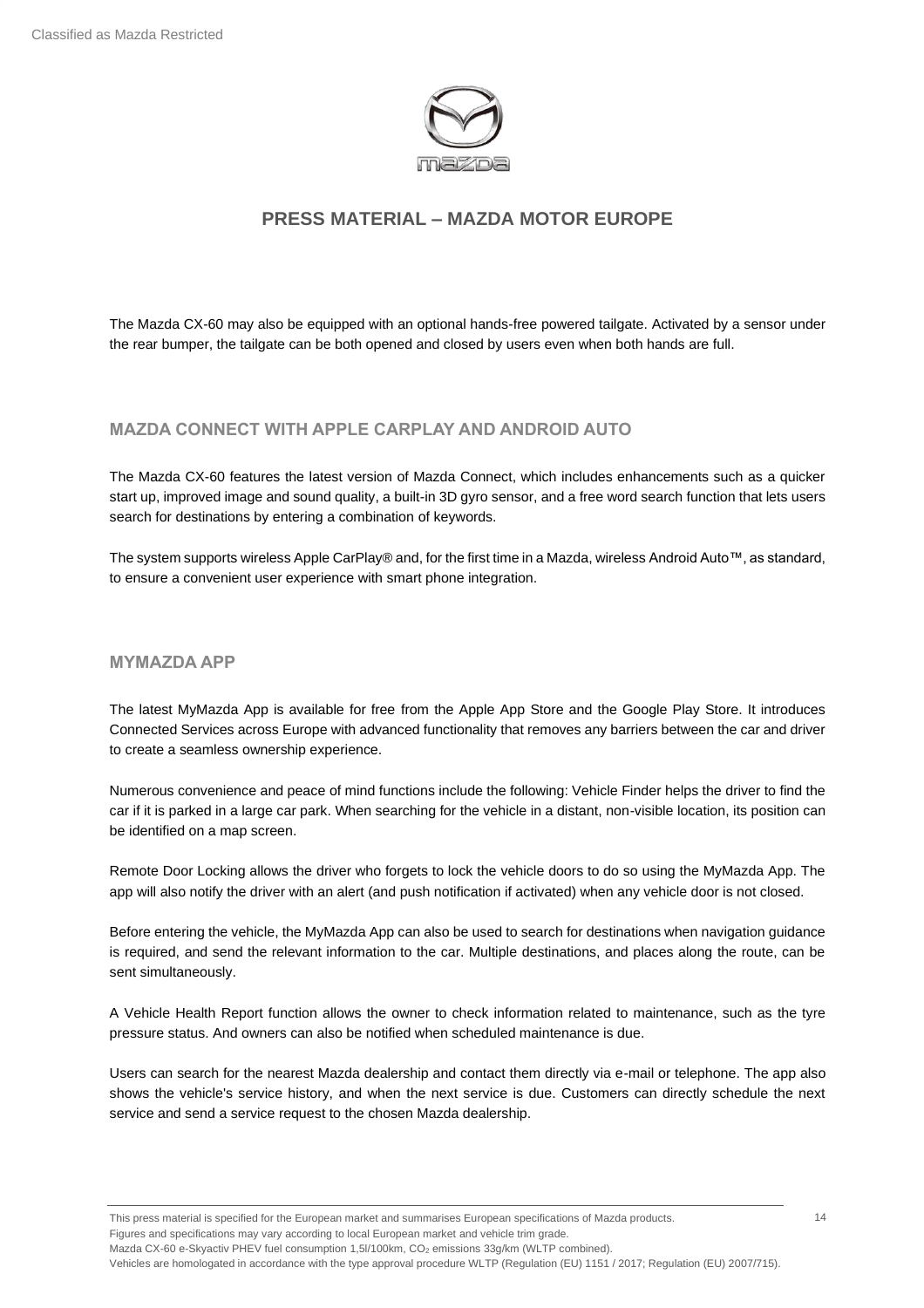The Mazda CX-60 may also be equipped with an optional hands-free powered tailgate. Activated by a sensor under the rear bumper, the tailgate can be both opened and closed by users even when both hands are full.

## MAZDA CONNECT WITH APPLE CARPLAY AND ANDROID AUTO

The Mazda CX-60 features the latest version of Mazda Connect, which includes enhancements such as a quicker start up, improved image and sound quality, a built-in 3D gyro sensor, and a free word search function that lets users search for destinations by entering a combination of keywords.

The system supports wireless Apple CarPlay® and, for the first time in a Mazda, wireless Android Auto™, as standard, to ensure a convenient user experience with smart phone integration.

## MYMAZDA APP

The latest MyMazda App is available for free from the Apple App Store and the Google Play Store. It introduces Connected Services across Europe with advanced functionality that removes any barriers between the car and driver to create a seamless ownership experience.

Numerous convenience and peace of mind functions include the following: Vehicle Finder helps the driver to find the car if it is parked in a large car park. When searching for the vehicle in a distant, non-visible location, its position can be identified on a map screen.

Remote Door Locking allows the driver who forgets to lock the vehicle doors to do so using the MyMazda App. The app will also notify the driver with an alert (and push notification if activated) when any vehicle door is not closed.

Before entering the vehicle, the MyMazda App can also be used to search for destinations when navigation guidance is required, and send the relevant information to the car. Multiple destinations, and places along the route, can be sent simultaneously.

A Vehicle Health Report function allows the owner to check information related to maintenance, such as the tyre pressure status. And owners can also be notified when scheduled maintenance is due.

Users can search for the nearest Mazda dealership and contact them directly via e-mail or telephone. The app also shows the vehicle's service history, and when the next service is due. Customers can directly schedule the next service and send a service request to the chosen Mazda dealership.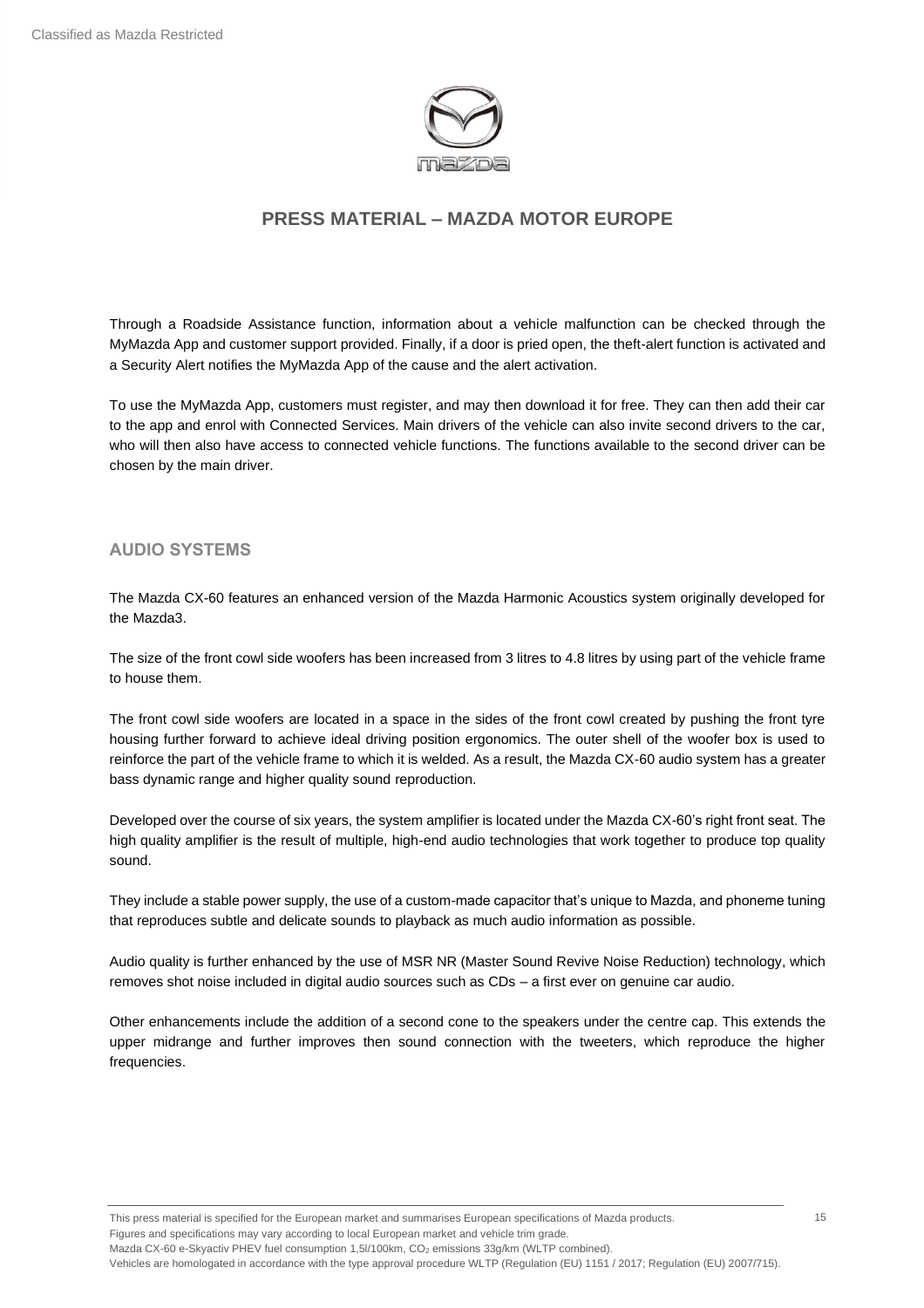Through a Roadside Assistance function, information about a vehicle malfunction can be checked through the MyMazda App and customer support provided. Finally, if a door is pried open, the theft-alert function is activated and a Security Alert notifies the MyMazda App of the cause and the alert activation.

To use the MyMazda App, customers must register, and may then download it for free. They can then add their car to the app and enrol with Connected Services. Main drivers of the vehicle can also invite second drivers to the car, who will then also have access to connected vehicle functions. The functions available to the second driver can be chosen by the main driver.

## AUDIO SYSTEMS

The Mazda CX-60 features an enhanced version of the Mazda Harmonic Acoustics system originally developed for the Mazda3.

The size of the front cowl side woofers has been increased from 3 litres to 4.8 litres by using part of the vehicle frame to house them.

The front cowl side woofers are located in a space in the sides of the front cowl created by pushing the front tyre housing further forward to achieve ideal driving position ergonomics. The outer shell of the woofer box is used to reinforce the part of the vehicle frame to which it is welded. As a result, the Mazda CX-60 audio system has a greater bass dynamic range and higher quality sound reproduction.

Developed over the course of six years, the system amplifier is located under the Mazda CX-60's right front seat. The high quality amplifier is the result of multiple, high-end audio technologies that work together to produce top quality sound.

They include a stable power supply, the use of a custom-made capacitor that's unique to Mazda, and phoneme tuning that reproduces subtle and delicate sounds to playback as much audio information as possible.

Audio quality is further enhanced by the use of MSR NR (Master Sound Revive Noise Reduction) technology, which removes shot noise included in digital audio sources such as CDs – a first ever on genuine car audio.

Other enhancements include the addition of a second cone to the speakers under the centre cap. This extends the upper midrange and further improves then sound connection with the tweeters, which reproduce the higher frequencies.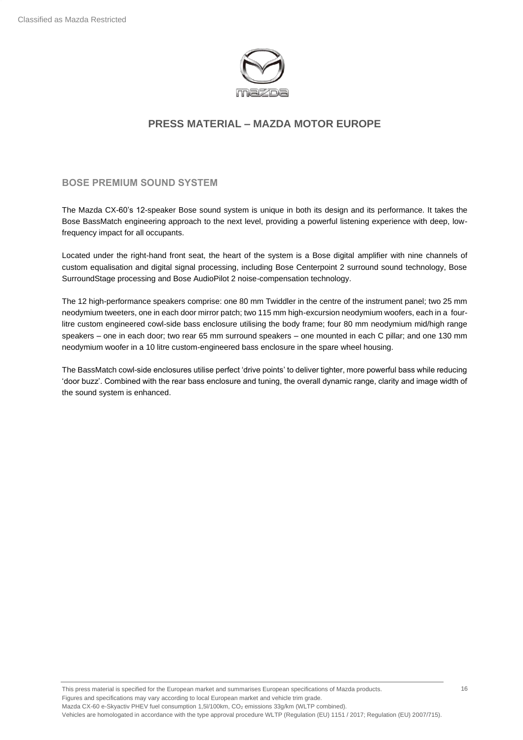## BOSE PREMIUM SOUND SYSTEM

The Mazda CX-60's 12-speaker Bose sound system is unique in both its design and its performance. It takes the Bose BassMatch engineering approach to the next level, providing a powerful listening experience with deep, low-frequency impact for all occupants.

Located under the right-hand front seat, the heart of the system is a Bose digital amplifier with nine channels of custom equalisation and digital signal processing, including Bose Centerpoint 2 surround sound technology, Bose SurroundStage processing and Bose AudioPilot 2 noise-compensation technology.

The 12 high-performance speakers comprise: one 80 mm Twiddler in the centre of the instrument panel; two 25 mm neodymium tweeters, one in each door mirror patch; two 115 mm high-excursion neodymium woofers, each in a four-litre custom engineered cowl-side bass enclosure utilising the body frame; four 80 mm neodymium mid/high range speakers – one in each door; two rear 65 mm surround speakers – one mounted in each C pillar; and one 130 mm neodymium woofer in a 10 litre custom-engineered bass enclosure in the spare wheel housing.

The BassMatch cowl-side enclosures utilise perfect 'drive points' to deliver tighter, more powerful bass while reducing 'door buzz'. Combined with the rear bass enclosure and tuning, the overall dynamic range, clarity and image width of the sound system is enhanced.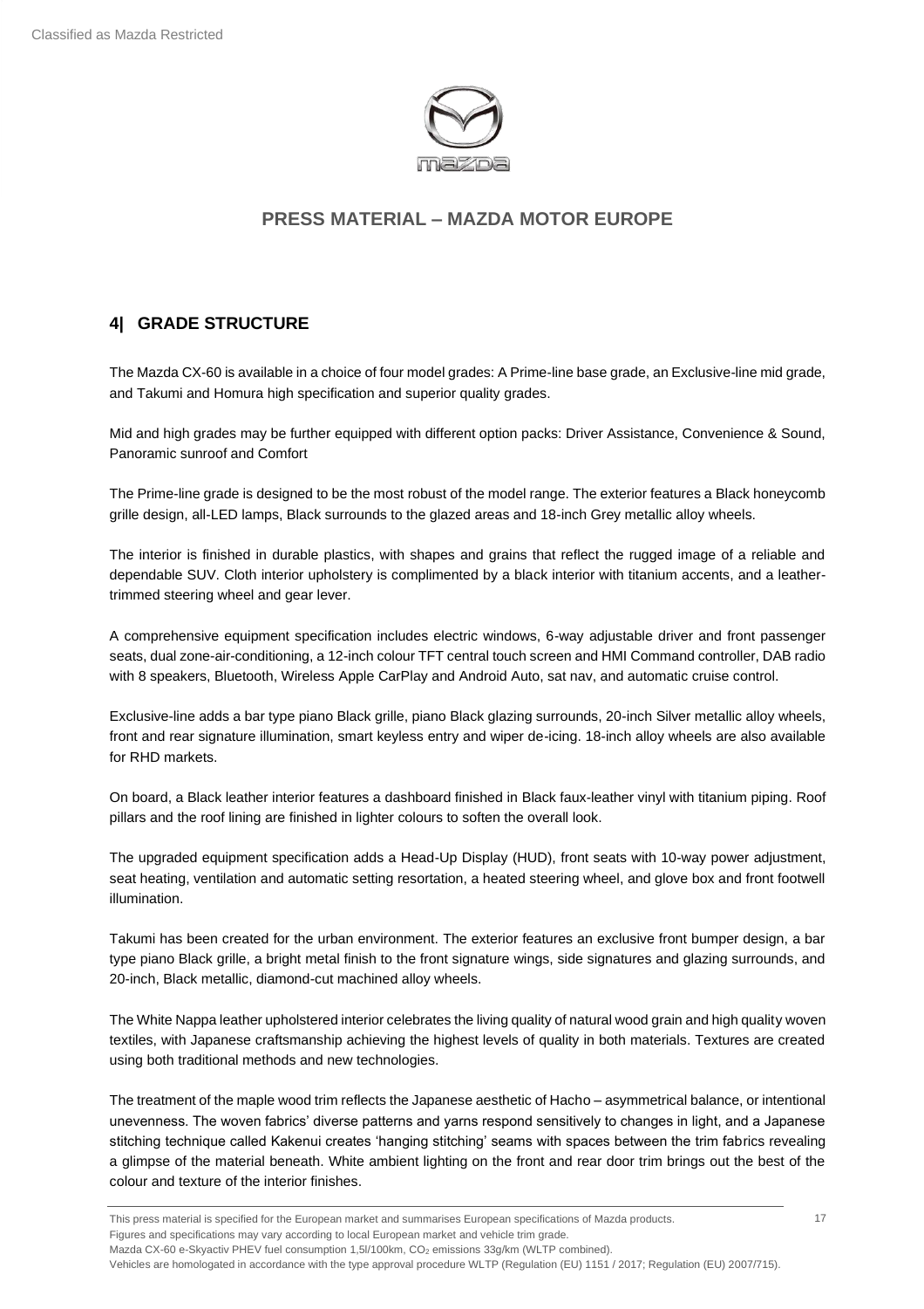## 4| GRADE STRUCTURE

The Mazda CX-60 is available in a choice of four model grades: A Prime-line base grade, an Exclusive-line mid grade, and Takumi and Homura high specification and superior quality grades.

Mid and high grades may be further equipped with different option packs: Driver Assistance, Convenience & Sound, Panoramic sunroof and Comfort

The Prime-line grade is designed to be the most robust of the model range. The exterior features a Black honeycomb grille design, all-LED lamps, Black surrounds to the glazed areas and 18-inch Grey metallic alloy wheels.

The interior is finished in durable plastics, with shapes and grains that reflect the rugged image of a reliable and dependable SUV. Cloth interior upholstery is complimented by a black interior with titanium accents, and a leather-trimmed steering wheel and gear lever.

A comprehensive equipment specification includes electric windows, 6-way adjustable driver and front passenger seats, dual zone-air-conditioning, a 12-inch colour TFT central touch screen and HMI Command controller, DAB radio with 8 speakers, Bluetooth, Wireless Apple CarPlay and Android Auto, sat nav, and automatic cruise control.

Exclusive-line adds a bar type piano Black grille, piano Black glazing surrounds, 20-inch Silver metallic alloy wheels, front and rear signature illumination, smart keyless entry and wiper de-icing. 18-inch alloy wheels are also available for RHD markets.

On board, a Black leather interior features a dashboard finished in Black faux-leather vinyl with titanium piping. Roof pillars and the roof lining are finished in lighter colours to soften the overall look.

The upgraded equipment specification adds a Head-Up Display (HUD), front seats with 10-way power adjustment, seat heating, ventilation and automatic setting resortation, a heated steering wheel, and glove box and front footwell illumination.

Takumi has been created for the urban environment. The exterior features an exclusive front bumper design, a bar type piano Black grille, a bright metal finish to the front signature wings, side signatures and glazing surrounds, and 20-inch, Black metallic, diamond-cut machined alloy wheels.

The White Nappa leather upholstered interior celebrates the living quality of natural wood grain and high quality woven textiles, with Japanese craftsmanship achieving the highest levels of quality in both materials. Textures are created using both traditional methods and new technologies.

The treatment of the maple wood trim reflects the Japanese aesthetic of Hacho – asymmetrical balance, or intentional unevenness. The woven fabrics' diverse patterns and yarns respond sensitively to changes in light, and a Japanese stitching technique called Kakenui creates 'hanging stitching' seams with spaces between the trim fabrics revealing a glimpse of the material beneath. White ambient lighting on the front and rear door trim brings out the best of the colour and texture of the interior finishes.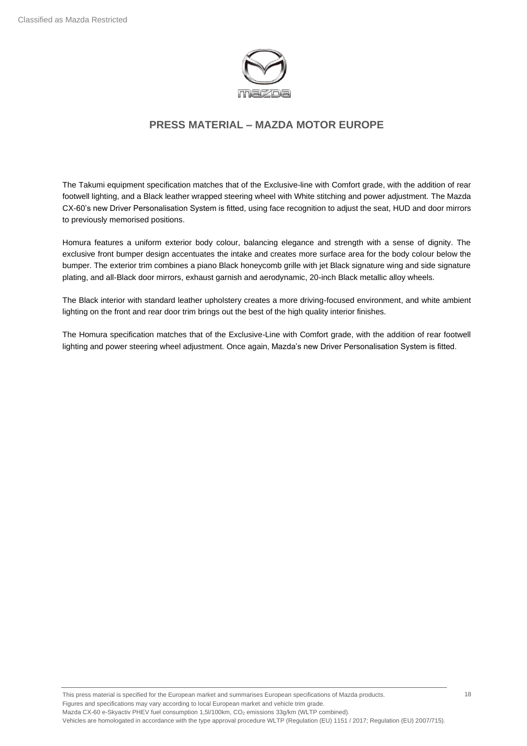The Takumi equipment specification matches that of the Exclusive-line with Comfort grade, with the addition of rear footwell lighting, and a Black leather wrapped steering wheel with White stitching and power adjustment. The Mazda CX-60's new Driver Personalisation System is fitted, using face recognition to adjust the seat, HUD and door mirrors to previously memorised positions.

Homura features a uniform exterior body colour, balancing elegance and strength with a sense of dignity. The exclusive front bumper design accentuates the intake and creates more surface area for the body colour below the bumper. The exterior trim combines a piano Black honeycomb grille with jet Black signature wing and side signature plating, and all-Black door mirrors, exhaust garnish and aerodynamic, 20-inch Black metallic alloy wheels.

The Black interior with standard leather upholstery creates a more driving-focused environment, and white ambient lighting on the front and rear door trim brings out the best of the high quality interior finishes.

The Homura specification matches that of the Exclusive-Line with Comfort grade, with the addition of rear footwell lighting and power steering wheel adjustment. Once again, Mazda's new Driver Personalisation System is fitted.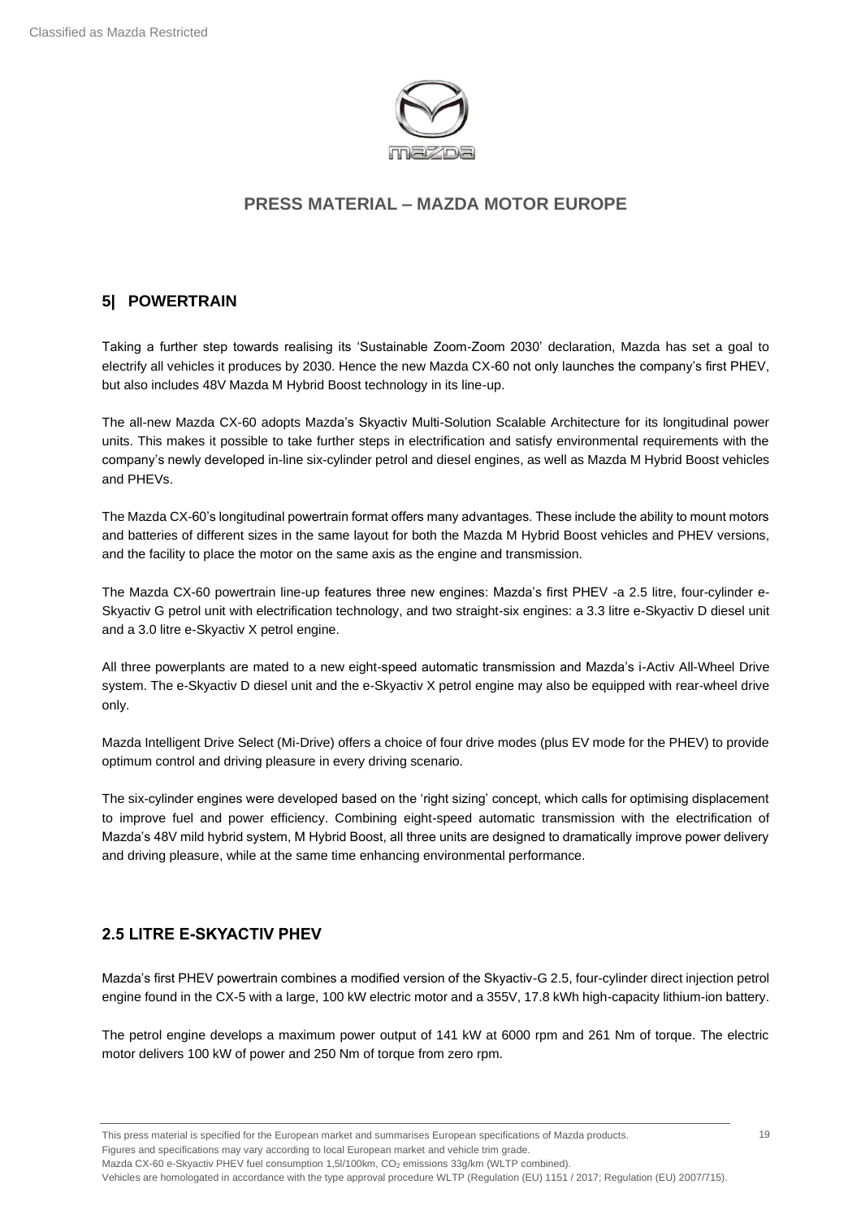## 5| POWERTRAIN

Taking a further step towards realising its 'Sustainable Zoom-Zoom 2030' declaration, Mazda has set a goal to electrify all vehicles it produces by 2030. Hence the new Mazda CX-60 not only launches the company's first PHEV, but also includes 48V Mazda M Hybrid Boost technology in its line-up.

The all-new Mazda CX-60 adopts Mazda's Skyactiv Multi-Solution Scalable Architecture for its longitudinal power units. This makes it possible to take further steps in electrification and satisfy environmental requirements with the company's newly developed in-line six-cylinder petrol and diesel engines, as well as Mazda M Hybrid Boost vehicles and PHEVs.

The Mazda CX-60's longitudinal powertrain format offers many advantages. These include the ability to mount motors and batteries of different sizes in the same layout for both the Mazda M Hybrid Boost vehicles and PHEV versions, and the facility to place the motor on the same axis as the engine and transmission.

The Mazda CX-60 powertrain line-up features three new engines: Mazda's first PHEV -a 2.5 litre, four-cylinder e-Skyactiv G petrol unit with electrification technology, and two straight-six engines: a 3.3 litre e-Skyactiv D diesel unit and a 3.0 litre e-Skyactiv X petrol engine.

All three powerplants are mated to a new eight-speed automatic transmission and Mazda's i-Activ All-Wheel Drive system. The e-Skyactiv D diesel unit and the e-Skyactiv X petrol engine may also be equipped with rear-wheel drive only.

Mazda Intelligent Drive Select (Mi-Drive) offers a choice of four drive modes (plus EV mode for the PHEV) to provide optimum control and driving pleasure in every driving scenario.

The six-cylinder engines were developed based on the 'right sizing' concept, which calls for optimising displacement to improve fuel and power efficiency. Combining eight-speed automatic transmission with the electrification of Mazda's 48V mild hybrid system, M Hybrid Boost, all three units are designed to dramatically improve power delivery and driving pleasure, while at the same time enhancing environmental performance.

## 2.5 LITRE E-SKYACTIV PHEV

Mazda's first PHEV powertrain combines a modified version of the Skyactiv-G 2.5, four-cylinder direct injection petrol engine found in the CX-5 with a large, 100 kW electric motor and a 355V, 17.8 kWh high-capacity lithium-ion battery.

The petrol engine develops a maximum power output of 141 kW at 6000 rpm and 261 Nm of torque. The electric motor delivers 100 kW of power and 250 Nm of torque from zero rpm.

This press material is specified for the European market and summarises European specifications of Mazda products.
Figures and specifications may vary according to local European market and vehicle trim grade.
Mazda CX-60 e-Skyactiv PHEV fuel consumption 1,5l/100km, $CO_2$ emissions 33g/km (WLTP combined).
Vehicles are homologated in accordance with the type approval procedure WLTP (Regulation (EU) 1151 / 2017; Regulation (EU) 2007/715).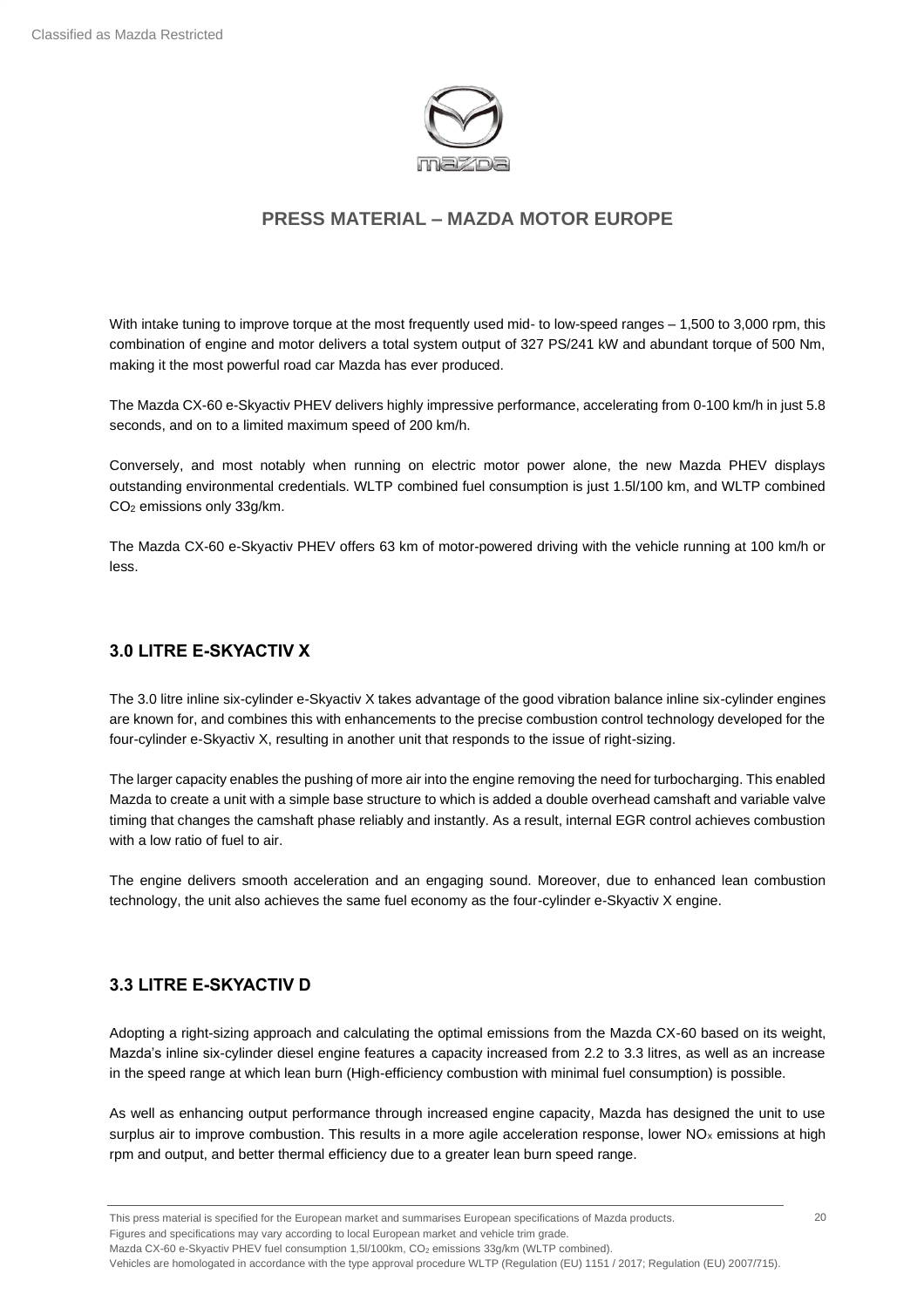With intake tuning to improve torque at the most frequently used mid- to low-speed ranges – 1,500 to 3,000 rpm, this combination of engine and motor delivers a total system output of 327 PS/241 kW and abundant torque of 500 Nm, making it the most powerful road car Mazda has ever produced.

The Mazda CX-60 e-Skyactiv PHEV delivers highly impressive performance, accelerating from 0-100 km/h in just 5.8 seconds, and on to a limited maximum speed of 200 km/h.

Conversely, and most notably when running on electric motor power alone, the new Mazda PHEV displays outstanding environmental credentials. WLTP combined fuel consumption is just 1.5l/100 km, and WLTP combined $CO_2$ emissions only 33g/km.

The Mazda CX-60 e-Skyactiv PHEV offers 63 km of motor-powered driving with the vehicle running at 100 km/h or less.

## 3.0 LITRE E-SKYACTIV X

The 3.0 litre inline six-cylinder e-Skyactiv X takes advantage of the good vibration balance inline six-cylinder engines are known for, and combines this with enhancements to the precise combustion control technology developed for the four-cylinder e-Skyactiv X, resulting in another unit that responds to the issue of right-sizing.

The larger capacity enables the pushing of more air into the engine removing the need for turbocharging. This enabled Mazda to create a unit with a simple base structure to which is added a double overhead camshaft and variable valve timing that changes the camshaft phase reliably and instantly. As a result, internal EGR control achieves combustion with a low ratio of fuel to air.

The engine delivers smooth acceleration and an engaging sound. Moreover, due to enhanced lean combustion technology, the unit also achieves the same fuel economy as the four-cylinder e-Skyactiv X engine.

## 3.3 LITRE E-SKYACTIV D

Adopting a right-sizing approach and calculating the optimal emissions from the Mazda CX-60 based on its weight, Mazda's inline six-cylinder diesel engine features a capacity increased from 2.2 to 3.3 litres, as well as an increase in the speed range at which lean burn (High-efficiency combustion with minimal fuel consumption) is possible.

As well as enhancing output performance through increased engine capacity, Mazda has designed the unit to use surplus air to improve combustion. This results in a more agile acceleration response, lower $NO_x$ emissions at high rpm and output, and better thermal efficiency due to a greater lean burn speed range.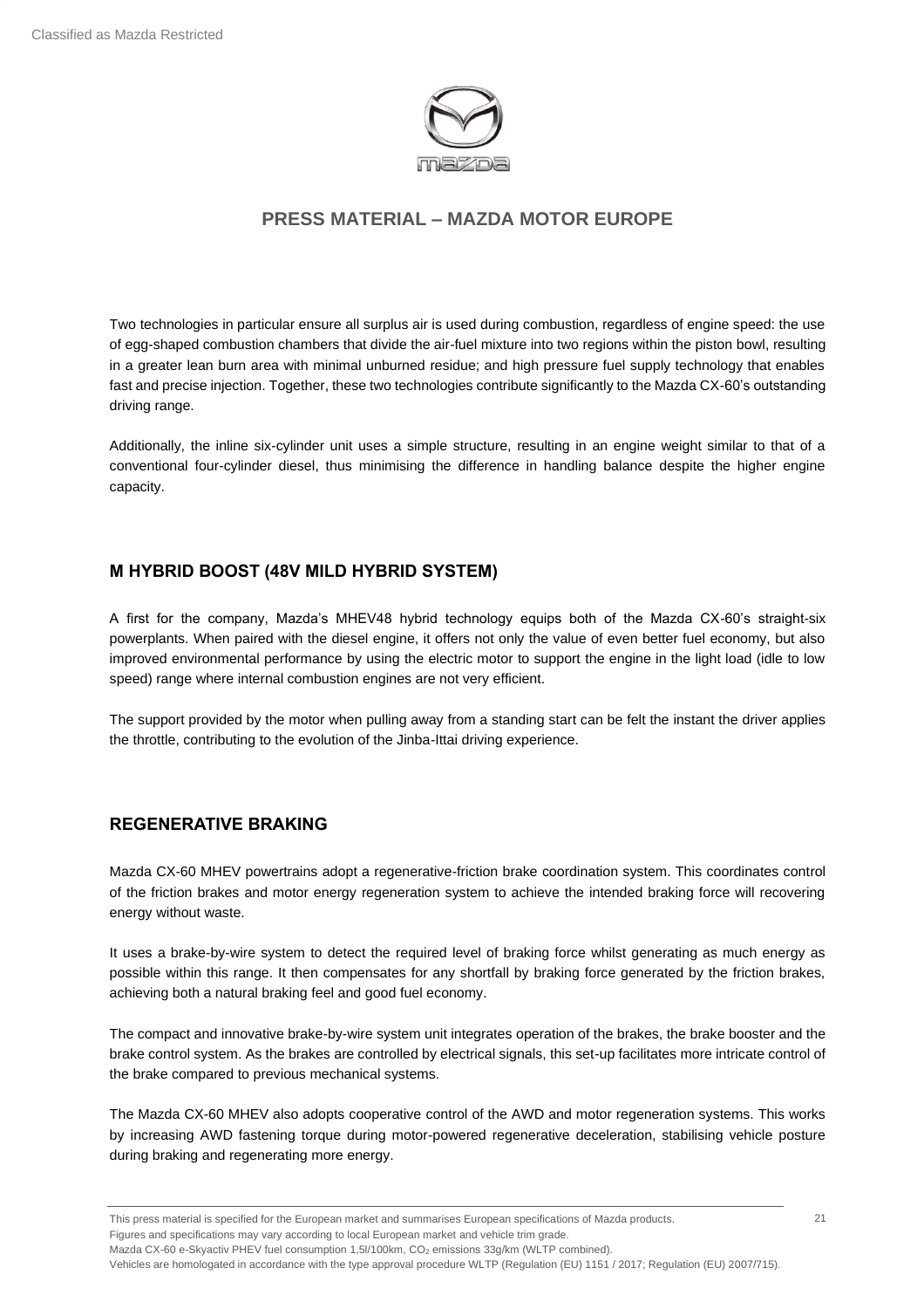Two technologies in particular ensure all surplus air is used during combustion, regardless of engine speed: the use of egg-shaped combustion chambers that divide the air-fuel mixture into two regions within the piston bowl, resulting in a greater lean burn area with minimal unburned residue; and high pressure fuel supply technology that enables fast and precise injection. Together, these two technologies contribute significantly to the Mazda CX-60's outstanding driving range.

Additionally, the inline six-cylinder unit uses a simple structure, resulting in an engine weight similar to that of a conventional four-cylinder diesel, thus minimising the difference in handling balance despite the higher engine capacity.

## M HYBRID BOOST (48V MILD HYBRID SYSTEM)

A first for the company, Mazda's MHEV48 hybrid technology equips both of the Mazda CX-60's straight-six powerplants. When paired with the diesel engine, it offers not only the value of even better fuel economy, but also improved environmental performance by using the electric motor to support the engine in the light load (idle to low speed) range where internal combustion engines are not very efficient.

The support provided by the motor when pulling away from a standing start can be felt the instant the driver applies the throttle, contributing to the evolution of the Jinba-Ittai driving experience.

## REGENERATIVE BRAKING

Mazda CX-60 MHEV powertrains adopt a regenerative-friction brake coordination system. This coordinates control of the friction brakes and motor energy regeneration system to achieve the intended braking force will recovering energy without waste.

It uses a brake-by-wire system to detect the required level of braking force whilst generating as much energy as possible within this range. It then compensates for any shortfall by braking force generated by the friction brakes, achieving both a natural braking feel and good fuel economy.

The compact and innovative brake-by-wire system unit integrates operation of the brakes, the brake booster and the brake control system. As the brakes are controlled by electrical signals, this set-up facilitates more intricate control of the brake compared to previous mechanical systems.

The Mazda CX-60 MHEV also adopts cooperative control of the AWD and motor regeneration systems. This works by increasing AWD fastening torque during motor-powered regenerative deceleration, stabilising vehicle posture during braking and regenerating more energy.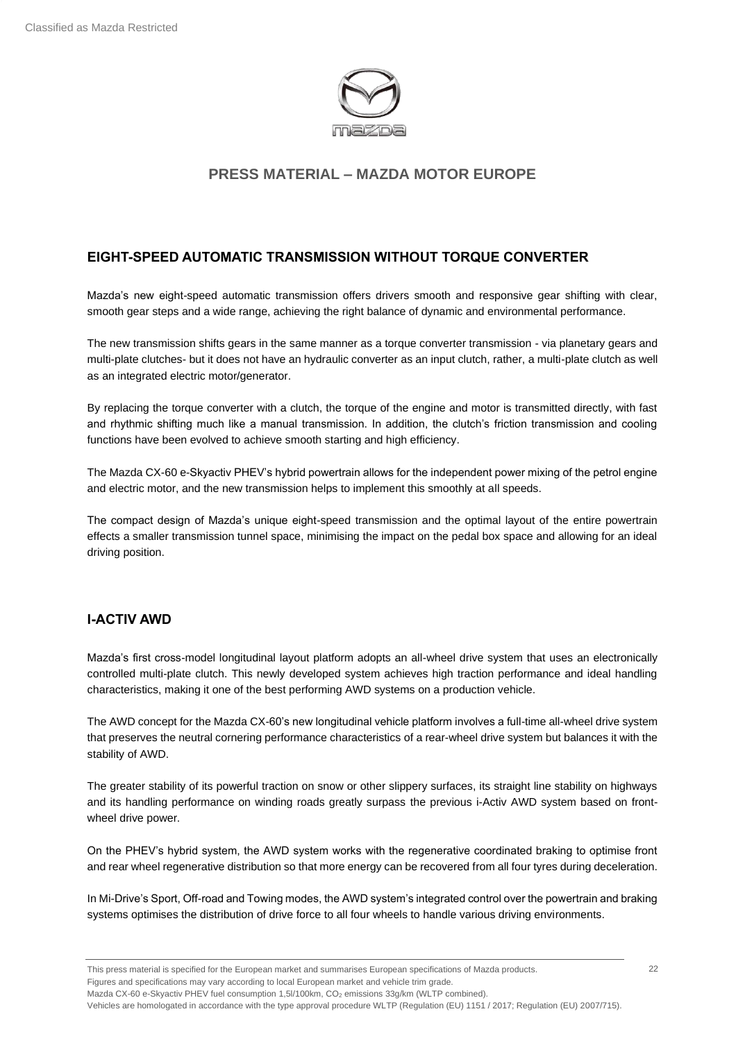## EIGHT-SPEED AUTOMATIC TRANSMISSION WITHOUT TORQUE CONVERTER

Mazda's new eight-speed automatic transmission offers drivers smooth and responsive gear shifting with clear, smooth gear steps and a wide range, achieving the right balance of dynamic and environmental performance.

The new transmission shifts gears in the same manner as a torque converter transmission - via planetary gears and multi-plate clutches- but it does not have an hydraulic converter as an input clutch, rather, a multi-plate clutch as well as an integrated electric motor/generator.

By replacing the torque converter with a clutch, the torque of the engine and motor is transmitted directly, with fast and rhythmic shifting much like a manual transmission. In addition, the clutch's friction transmission and cooling functions have been evolved to achieve smooth starting and high efficiency.

The Mazda CX-60 e-Skyactiv PHEV's hybrid powertrain allows for the independent power mixing of the petrol engine and electric motor, and the new transmission helps to implement this smoothly at all speeds.

The compact design of Mazda's unique eight-speed transmission and the optimal layout of the entire powertrain effects a smaller transmission tunnel space, minimising the impact on the pedal box space and allowing for an ideal driving position.

## I-ACTIV AWD

Mazda's first cross-model longitudinal layout platform adopts an all-wheel drive system that uses an electronically controlled multi-plate clutch. This newly developed system achieves high traction performance and ideal handling characteristics, making it one of the best performing AWD systems on a production vehicle.

The AWD concept for the Mazda CX-60's new longitudinal vehicle platform involves a full-time all-wheel drive system that preserves the neutral cornering performance characteristics of a rear-wheel drive system but balances it with the stability of AWD.

The greater stability of its powerful traction on snow or other slippery surfaces, its straight line stability on highways and its handling performance on winding roads greatly surpass the previous i-Activ AWD system based on front-wheel drive power.

On the PHEV's hybrid system, the AWD system works with the regenerative coordinated braking to optimise front and rear wheel regenerative distribution so that more energy can be recovered from all four tyres during deceleration.

In Mi-Drive's Sport, Off-road and Towing modes, the AWD system's integrated control over the powertrain and braking systems optimises the distribution of drive force to all four wheels to handle various driving environments.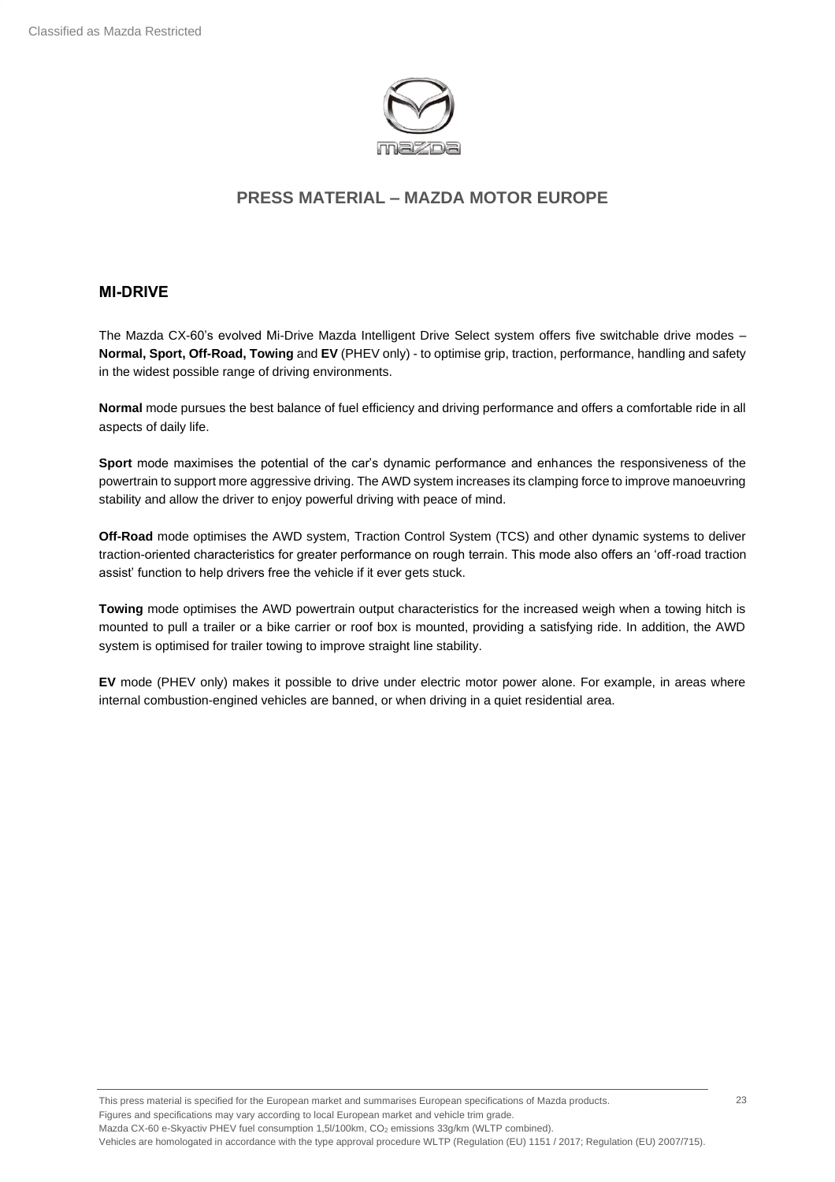## PRESS MATERIAL – MAZDA MOTOR EUROPE

### MI-DRIVE

The Mazda CX-60's evolved Mi-Drive Mazda Intelligent Drive Select system offers five switchable drive modes – **Normal, Sport, Off-Road, Towing** and **EV** (PHEV only) - to optimise grip, traction, performance, handling and safety in the widest possible range of driving environments.

**Normal** mode pursues the best balance of fuel efficiency and driving performance and offers a comfortable ride in all aspects of daily life.

**Sport** mode maximises the potential of the car's dynamic performance and enhances the responsiveness of the powertrain to support more aggressive driving. The AWD system increases its clamping force to improve manoeuvring stability and allow the driver to enjoy powerful driving with peace of mind.

**Off-Road** mode optimises the AWD system, Traction Control System (TCS) and other dynamic systems to deliver traction-oriented characteristics for greater performance on rough terrain. This mode also offers an 'off-road traction assist' function to help drivers free the vehicle if it ever gets stuck.

**Towing** mode optimises the AWD powertrain output characteristics for the increased weigh when a towing hitch is mounted to pull a trailer or a bike carrier or roof box is mounted, providing a satisfying ride. In addition, the AWD system is optimised for trailer towing to improve straight line stability.

**EV** mode (PHEV only) makes it possible to drive under electric motor power alone. For example, in areas where internal combustion-engined vehicles are banned, or when driving in a quiet residential area.

This press material is specified for the European market and summarises European specifications of Mazda products.
Figures and specifications may vary according to local European market and vehicle trim grade.
Mazda CX-60 e-Skyactiv PHEV fuel consumption 1,5l/100km, $CO_2$ emissions 33g/km (WLTP combined).
Vehicles are homologated in accordance with the type approval procedure WLTP (Regulation (EU) 1151 / 2017; Regulation (EU) 2007/715).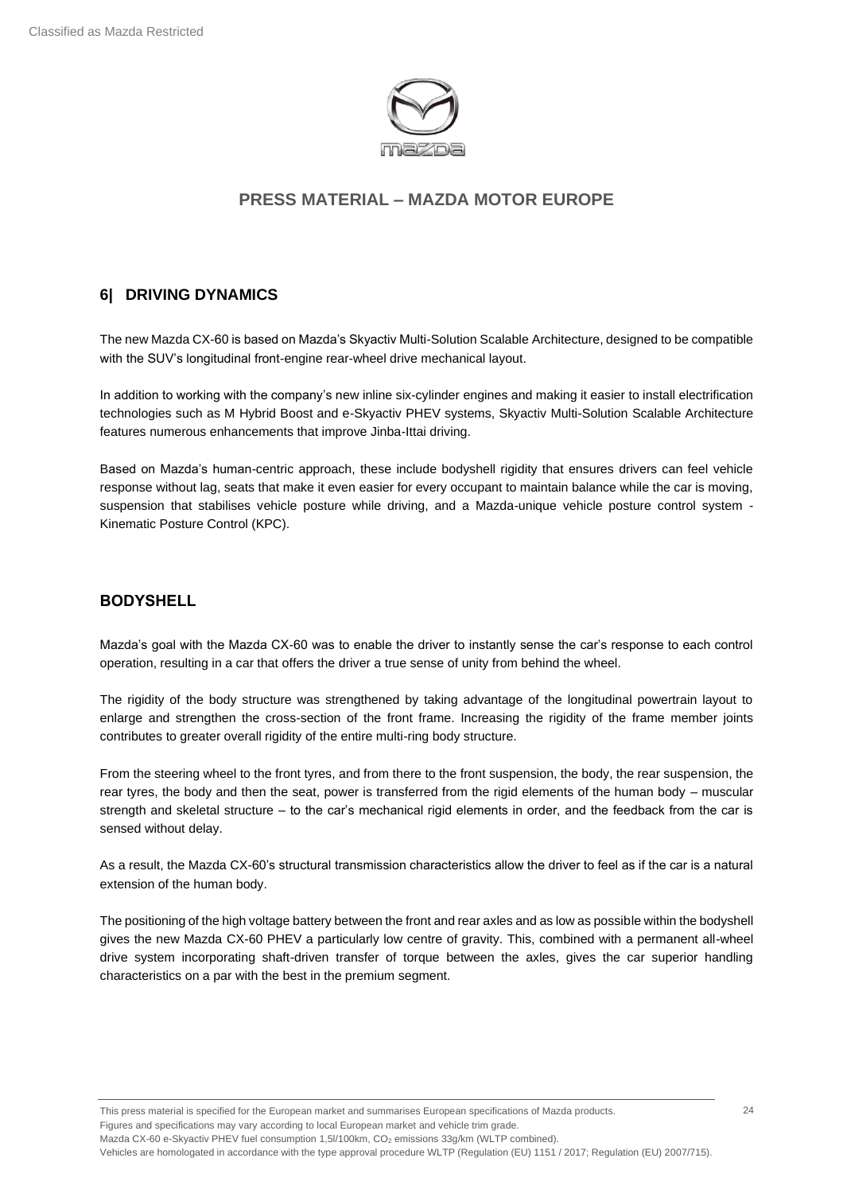## 6| DRIVING DYNAMICS

The new Mazda CX-60 is based on Mazda's Skyactiv Multi-Solution Scalable Architecture, designed to be compatible with the SUV's longitudinal front-engine rear-wheel drive mechanical layout.

In addition to working with the company's new inline six-cylinder engines and making it easier to install electrification technologies such as M Hybrid Boost and e-Skyactiv PHEV systems, Skyactiv Multi-Solution Scalable Architecture features numerous enhancements that improve Jinba-Ittai driving.

Based on Mazda's human-centric approach, these include bodyshell rigidity that ensures drivers can feel vehicle response without lag, seats that make it even easier for every occupant to maintain balance while the car is moving, suspension that stabilises vehicle posture while driving, and a Mazda-unique vehicle posture control system - Kinematic Posture Control (KPC).

## BODYSHELL

Mazda's goal with the Mazda CX-60 was to enable the driver to instantly sense the car's response to each control operation, resulting in a car that offers the driver a true sense of unity from behind the wheel.

The rigidity of the body structure was strengthened by taking advantage of the longitudinal powertrain layout to enlarge and strengthen the cross-section of the front frame. Increasing the rigidity of the frame member joints contributes to greater overall rigidity of the entire multi-ring body structure.

From the steering wheel to the front tyres, and from there to the front suspension, the body, the rear suspension, the rear tyres, the body and then the seat, power is transferred from the rigid elements of the human body – muscular strength and skeletal structure – to the car's mechanical rigid elements in order, and the feedback from the car is sensed without delay.

As a result, the Mazda CX-60's structural transmission characteristics allow the driver to feel as if the car is a natural extension of the human body.

The positioning of the high voltage battery between the front and rear axles and as low as possible within the bodyshell gives the new Mazda CX-60 PHEV a particularly low centre of gravity. This, combined with a permanent all-wheel drive system incorporating shaft-driven transfer of torque between the axles, gives the car superior handling characteristics on a par with the best in the premium segment.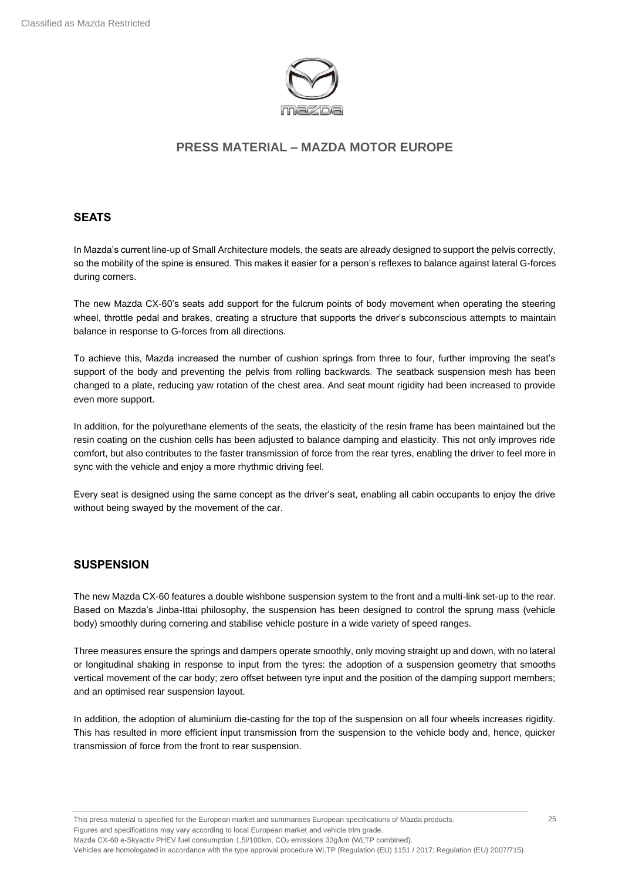## SEATS

In Mazda's current line-up of Small Architecture models, the seats are already designed to support the pelvis correctly, so the mobility of the spine is ensured. This makes it easier for a person's reflexes to balance against lateral G-forces during corners.

The new Mazda CX-60's seats add support for the fulcrum points of body movement when operating the steering wheel, throttle pedal and brakes, creating a structure that supports the driver's subconscious attempts to maintain balance in response to G-forces from all directions.

To achieve this, Mazda increased the number of cushion springs from three to four, further improving the seat's support of the body and preventing the pelvis from rolling backwards. The seatback suspension mesh has been changed to a plate, reducing yaw rotation of the chest area. And seat mount rigidity had been increased to provide even more support.

In addition, for the polyurethane elements of the seats, the elasticity of the resin frame has been maintained but the resin coating on the cushion cells has been adjusted to balance damping and elasticity. This not only improves ride comfort, but also contributes to the faster transmission of force from the rear tyres, enabling the driver to feel more in sync with the vehicle and enjoy a more rhythmic driving feel.

Every seat is designed using the same concept as the driver's seat, enabling all cabin occupants to enjoy the drive without being swayed by the movement of the car.

## SUSPENSION

The new Mazda CX-60 features a double wishbone suspension system to the front and a multi-link set-up to the rear. Based on Mazda's Jinba-Ittai philosophy, the suspension has been designed to control the sprung mass (vehicle body) smoothly during cornering and stabilise vehicle posture in a wide variety of speed ranges.

Three measures ensure the springs and dampers operate smoothly, only moving straight up and down, with no lateral or longitudinal shaking in response to input from the tyres: the adoption of a suspension geometry that smooths vertical movement of the car body; zero offset between tyre input and the position of the damping support members; and an optimised rear suspension layout.

In addition, the adoption of aluminium die-casting for the top of the suspension on all four wheels increases rigidity. This has resulted in more efficient input transmission from the suspension to the vehicle body and, hence, quicker transmission of force from the front to rear suspension.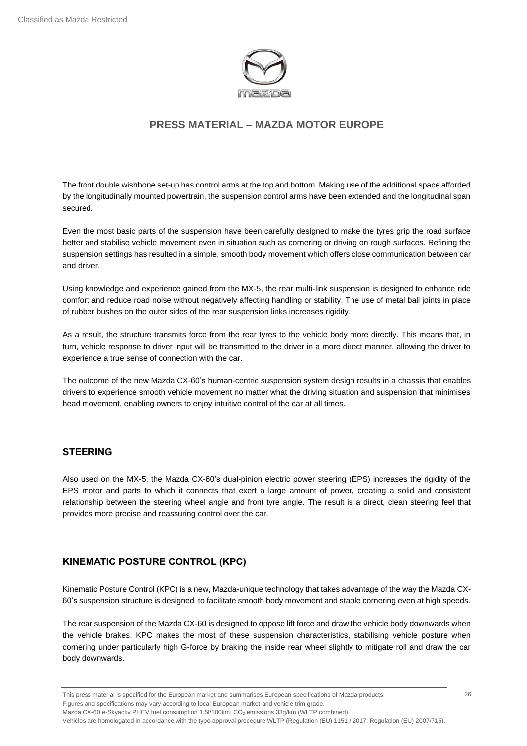The front double wishbone set-up has control arms at the top and bottom. Making use of the additional space afforded by the longitudinally mounted powertrain, the suspension control arms have been extended and the longitudinal span secured.

Even the most basic parts of the suspension have been carefully designed to make the tyres grip the road surface better and stabilise vehicle movement even in situation such as cornering or driving on rough surfaces. Refining the suspension settings has resulted in a simple, smooth body movement which offers close communication between car and driver.

Using knowledge and experience gained from the MX-5, the rear multi-link suspension is designed to enhance ride comfort and reduce road noise without negatively affecting handling or stability. The use of metal ball joints in place of rubber bushes on the outer sides of the rear suspension links increases rigidity.

As a result, the structure transmits force from the rear tyres to the vehicle body more directly. This means that, in turn, vehicle response to driver input will be transmitted to the driver in a more direct manner, allowing the driver to experience a true sense of connection with the car.

The outcome of the new Mazda CX-60's human-centric suspension system design results in a chassis that enables drivers to experience smooth vehicle movement no matter what the driving situation and suspension that minimises head movement, enabling owners to enjoy intuitive control of the car at all times.

## STEERING

Also used on the MX-5, the Mazda CX-60's dual-pinion electric power steering (EPS) increases the rigidity of the EPS motor and parts to which it connects that exert a large amount of power, creating a solid and consistent relationship between the steering wheel angle and front tyre angle. The result is a direct, clean steering feel that provides more precise and reassuring control over the car.

## KINEMATIC POSTURE CONTROL (KPC)

Kinematic Posture Control (KPC) is a new, Mazda-unique technology that takes advantage of the way the Mazda CX-60's suspension structure is designed to facilitate smooth body movement and stable cornering even at high speeds.

The rear suspension of the Mazda CX-60 is designed to oppose lift force and draw the vehicle body downwards when the vehicle brakes. KPC makes the most of these suspension characteristics, stabilising vehicle posture when cornering under particularly high G-force by braking the inside rear wheel slightly to mitigate roll and draw the car body downwards.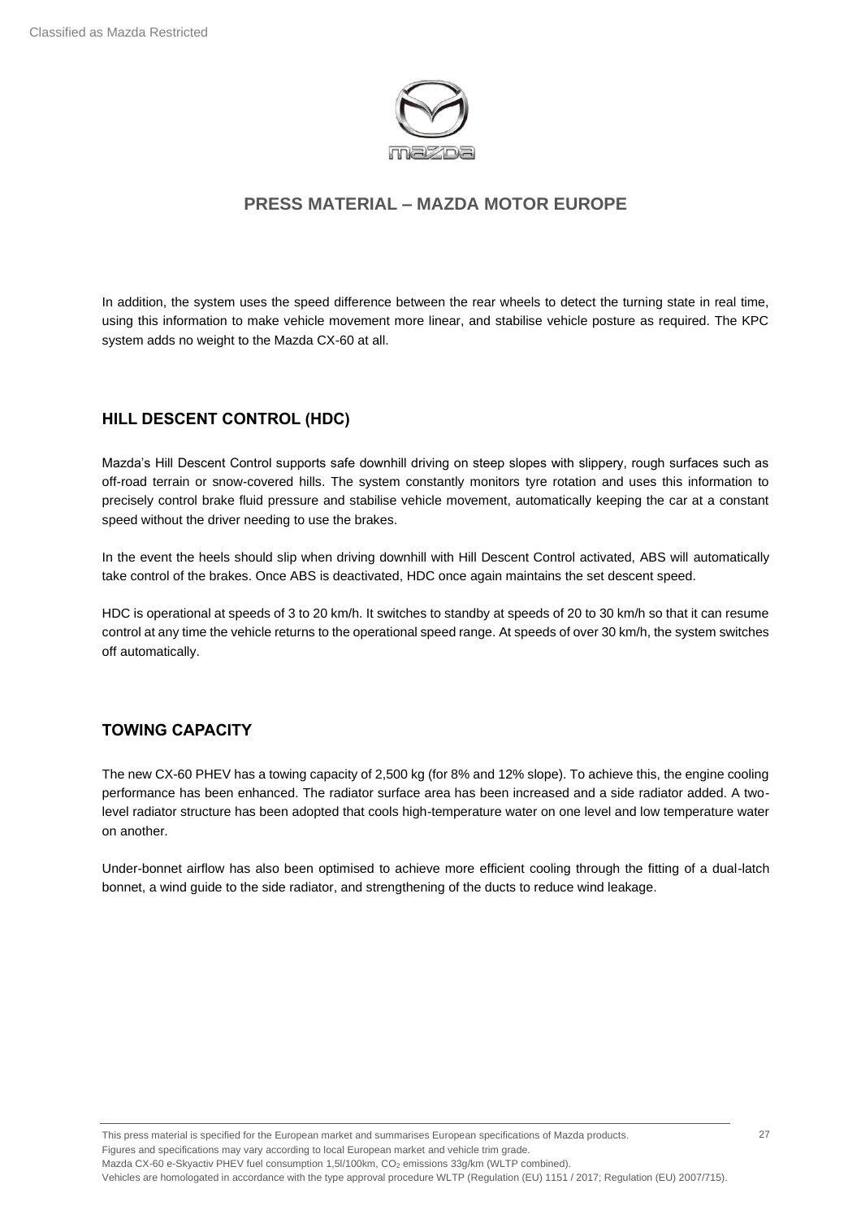In addition, the system uses the speed difference between the rear wheels to detect the turning state in real time, using this information to make vehicle movement more linear, and stabilise vehicle posture as required. The KPC system adds no weight to the Mazda CX-60 at all.

## HILL DESCENT CONTROL (HDC)

Mazda's Hill Descent Control supports safe downhill driving on steep slopes with slippery, rough surfaces such as off-road terrain or snow-covered hills. The system constantly monitors tyre rotation and uses this information to precisely control brake fluid pressure and stabilise vehicle movement, automatically keeping the car at a constant speed without the driver needing to use the brakes.

In the event the heels should slip when driving downhill with Hill Descent Control activated, ABS will automatically take control of the brakes. Once ABS is deactivated, HDC once again maintains the set descent speed.

HDC is operational at speeds of 3 to 20 km/h. It switches to standby at speeds of 20 to 30 km/h so that it can resume control at any time the vehicle returns to the operational speed range. At speeds of over 30 km/h, the system switches off automatically.

## TOWING CAPACITY

The new CX-60 PHEV has a towing capacity of 2,500 kg (for 8% and 12% slope). To achieve this, the engine cooling performance has been enhanced. The radiator surface area has been increased and a side radiator added. A two-level radiator structure has been adopted that cools high-temperature water on one level and low temperature water on another.

Under-bonnet airflow has also been optimised to achieve more efficient cooling through the fitting of a dual-latch bonnet, a wind guide to the side radiator, and strengthening of the ducts to reduce wind leakage.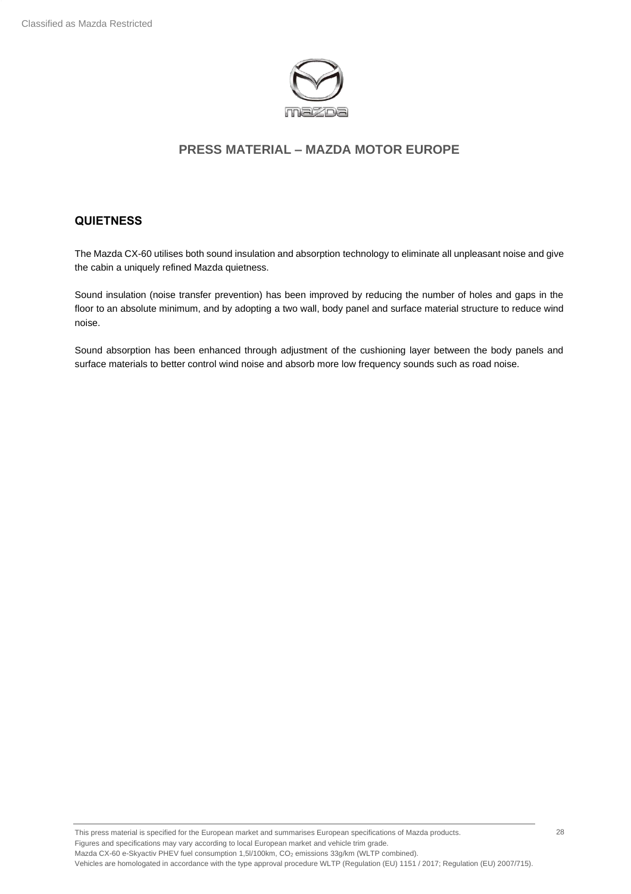## QUIETNESS

The Mazda CX-60 utilises both sound insulation and absorption technology to eliminate all unpleasant noise and give the cabin a uniquely refined Mazda quietness.

Sound insulation (noise transfer prevention) has been improved by reducing the number of holes and gaps in the floor to an absolute minimum, and by adopting a two wall, body panel and surface material structure to reduce wind noise.

Sound absorption has been enhanced through adjustment of the cushioning layer between the body panels and surface materials to better control wind noise and absorb more low frequency sounds such as road noise.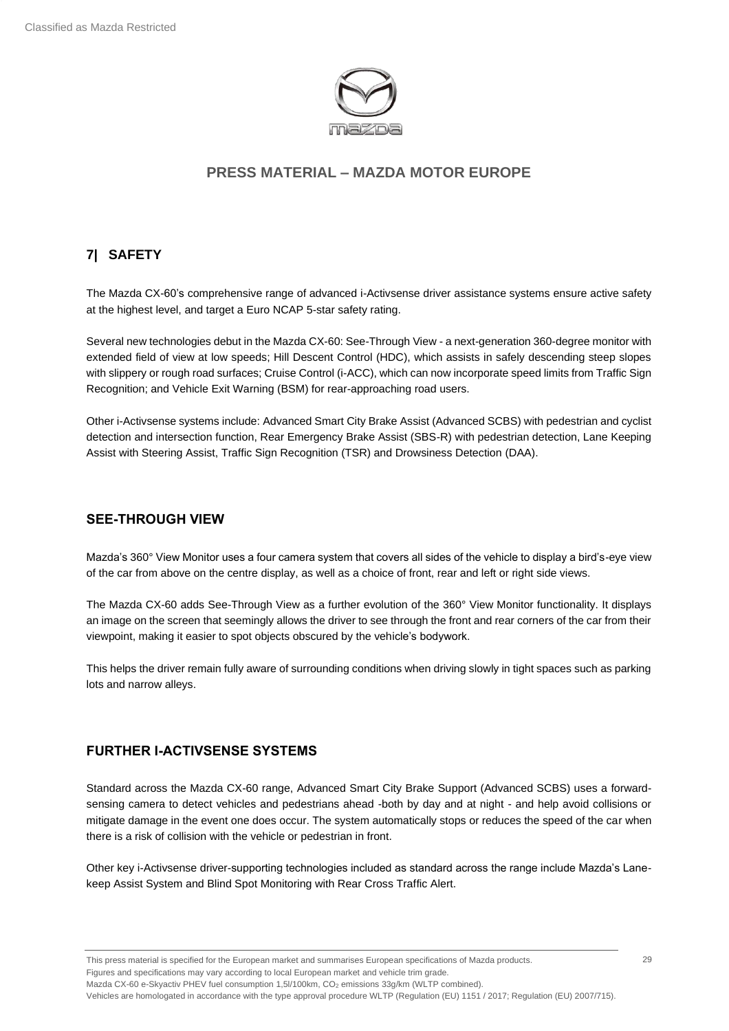## 7| SAFETY

The Mazda CX-60's comprehensive range of advanced i-Activsense driver assistance systems ensure active safety at the highest level, and target a Euro NCAP 5-star safety rating.

Several new technologies debut in the Mazda CX-60: See-Through View - a next-generation 360-degree monitor with extended field of view at low speeds; Hill Descent Control (HDC), which assists in safely descending steep slopes with slippery or rough road surfaces; Cruise Control (i-ACC), which can now incorporate speed limits from Traffic Sign Recognition; and Vehicle Exit Warning (BSM) for rear-approaching road users.

Other i-Activsense systems include: Advanced Smart City Brake Assist (Advanced SCBS) with pedestrian and cyclist detection and intersection function, Rear Emergency Brake Assist (SBS-R) with pedestrian detection, Lane Keeping Assist with Steering Assist, Traffic Sign Recognition (TSR) and Drowsiness Detection (DAA).

### SEE-THROUGH VIEW

Mazda's 360° View Monitor uses a four camera system that covers all sides of the vehicle to display a bird's-eye view of the car from above on the centre display, as well as a choice of front, rear and left or right side views.

The Mazda CX-60 adds See-Through View as a further evolution of the 360° View Monitor functionality. It displays an image on the screen that seemingly allows the driver to see through the front and rear corners of the car from their viewpoint, making it easier to spot objects obscured by the vehicle's bodywork.

This helps the driver remain fully aware of surrounding conditions when driving slowly in tight spaces such as parking lots and narrow alleys.

### FURTHER I-ACTIVSENSE SYSTEMS

Standard across the Mazda CX-60 range, Advanced Smart City Brake Support (Advanced SCBS) uses a forward-sensing camera to detect vehicles and pedestrians ahead -both by day and at night - and help avoid collisions or mitigate damage in the event one does occur. The system automatically stops or reduces the speed of the car when there is a risk of collision with the vehicle or pedestrian in front.

Other key i-Activsense driver-supporting technologies included as standard across the range include Mazda's Lane-keep Assist System and Blind Spot Monitoring with Rear Cross Traffic Alert.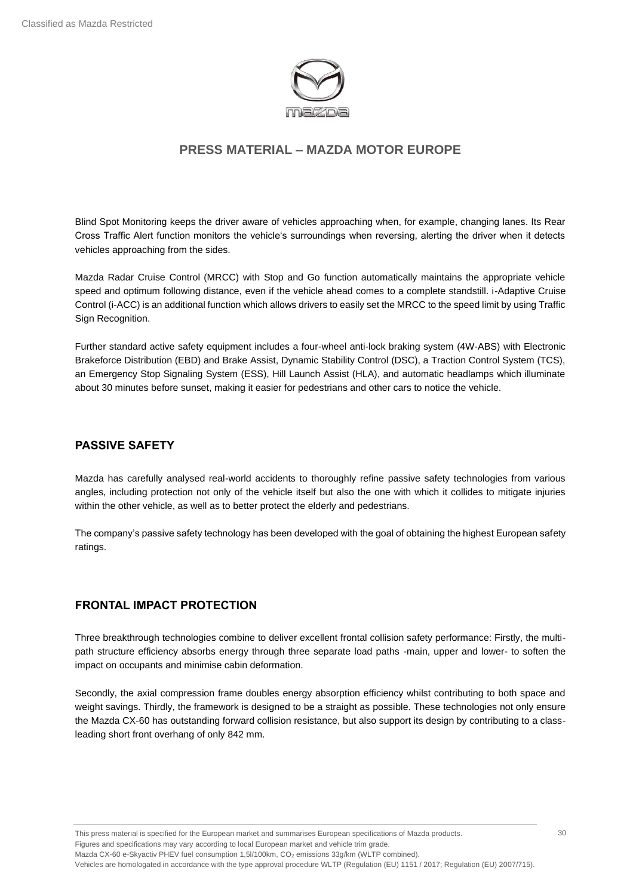Blind Spot Monitoring keeps the driver aware of vehicles approaching when, for example, changing lanes. Its Rear Cross Traffic Alert function monitors the vehicle's surroundings when reversing, alerting the driver when it detects vehicles approaching from the sides.

Mazda Radar Cruise Control (MRCC) with Stop and Go function automatically maintains the appropriate vehicle speed and optimum following distance, even if the vehicle ahead comes to a complete standstill. i-Adaptive Cruise Control (i-ACC) is an additional function which allows drivers to easily set the MRCC to the speed limit by using Traffic Sign Recognition.

Further standard active safety equipment includes a four-wheel anti-lock braking system (4W-ABS) with Electronic Brakeforce Distribution (EBD) and Brake Assist, Dynamic Stability Control (DSC), a Traction Control System (TCS), an Emergency Stop Signaling System (ESS), Hill Launch Assist (HLA), and automatic headlamps which illuminate about 30 minutes before sunset, making it easier for pedestrians and other cars to notice the vehicle.

## PASSIVE SAFETY

Mazda has carefully analysed real-world accidents to thoroughly refine passive safety technologies from various angles, including protection not only of the vehicle itself but also the one with which it collides to mitigate injuries within the other vehicle, as well as to better protect the elderly and pedestrians.

The company's passive safety technology has been developed with the goal of obtaining the highest European safety ratings.

## FRONTAL IMPACT PROTECTION

Three breakthrough technologies combine to deliver excellent frontal collision safety performance: Firstly, the multi-path structure efficiency absorbs energy through three separate load paths -main, upper and lower- to soften the impact on occupants and minimise cabin deformation.

Secondly, the axial compression frame doubles energy absorption efficiency whilst contributing to both space and weight savings. Thirdly, the framework is designed to be a straight as possible. These technologies not only ensure the Mazda CX-60 has outstanding forward collision resistance, but also support its design by contributing to a class-leading short front overhang of only 842 mm.

This press material is specified for the European market and summarises European specifications of Mazda products.
Figures and specifications may vary according to local European market and vehicle trim grade.
Mazda CX-60 e-Skyactiv PHEV fuel consumption 1,5l/100km, $CO_2$ emissions 33g/km (WLTP combined).
Vehicles are homologated in accordance with the type approval procedure WLTP (Regulation (EU) 1151 / 2017; Regulation (EU) 2007/715).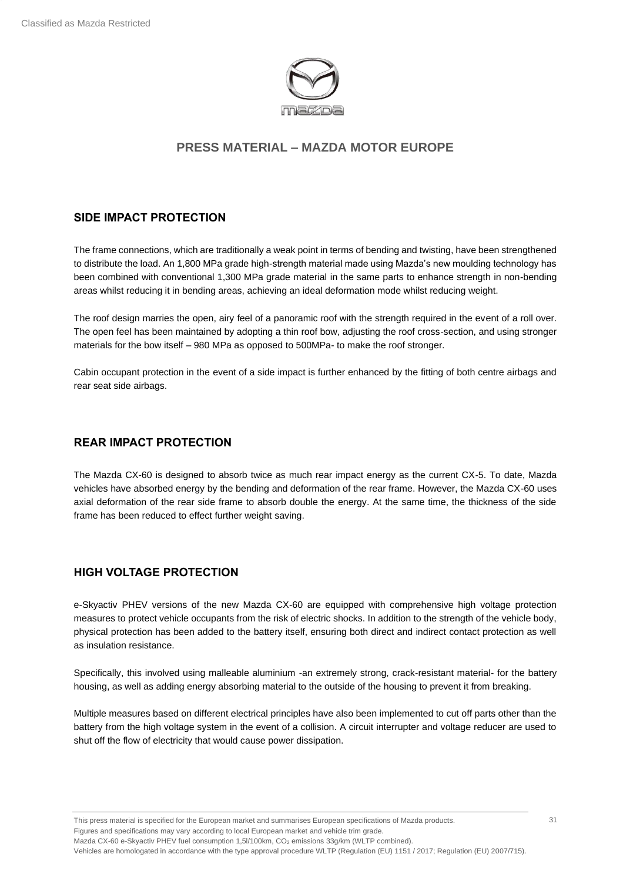## SIDE IMPACT PROTECTION

The frame connections, which are traditionally a weak point in terms of bending and twisting, have been strengthened to distribute the load. An 1,800 MPa grade high-strength material made using Mazda's new moulding technology has been combined with conventional 1,300 MPa grade material in the same parts to enhance strength in non-bending areas whilst reducing it in bending areas, achieving an ideal deformation mode whilst reducing weight.

The roof design marries the open, airy feel of a panoramic roof with the strength required in the event of a roll over. The open feel has been maintained by adopting a thin roof bow, adjusting the roof cross-section, and using stronger materials for the bow itself – 980 MPa as opposed to 500MPa- to make the roof stronger.

Cabin occupant protection in the event of a side impact is further enhanced by the fitting of both centre airbags and rear seat side airbags.

## REAR IMPACT PROTECTION

The Mazda CX-60 is designed to absorb twice as much rear impact energy as the current CX-5. To date, Mazda vehicles have absorbed energy by the bending and deformation of the rear frame. However, the Mazda CX-60 uses axial deformation of the rear side frame to absorb double the energy. At the same time, the thickness of the side frame has been reduced to effect further weight saving.

## HIGH VOLTAGE PROTECTION

e-Skyactiv PHEV versions of the new Mazda CX-60 are equipped with comprehensive high voltage protection measures to protect vehicle occupants from the risk of electric shocks. In addition to the strength of the vehicle body, physical protection has been added to the battery itself, ensuring both direct and indirect contact protection as well as insulation resistance.

Specifically, this involved using malleable aluminium -an extremely strong, crack-resistant material- for the battery housing, as well as adding energy absorbing material to the outside of the housing to prevent it from breaking.

Multiple measures based on different electrical principles have also been implemented to cut off parts other than the battery from the high voltage system in the event of a collision. A circuit interrupter and voltage reducer are used to shut off the flow of electricity that would cause power dissipation.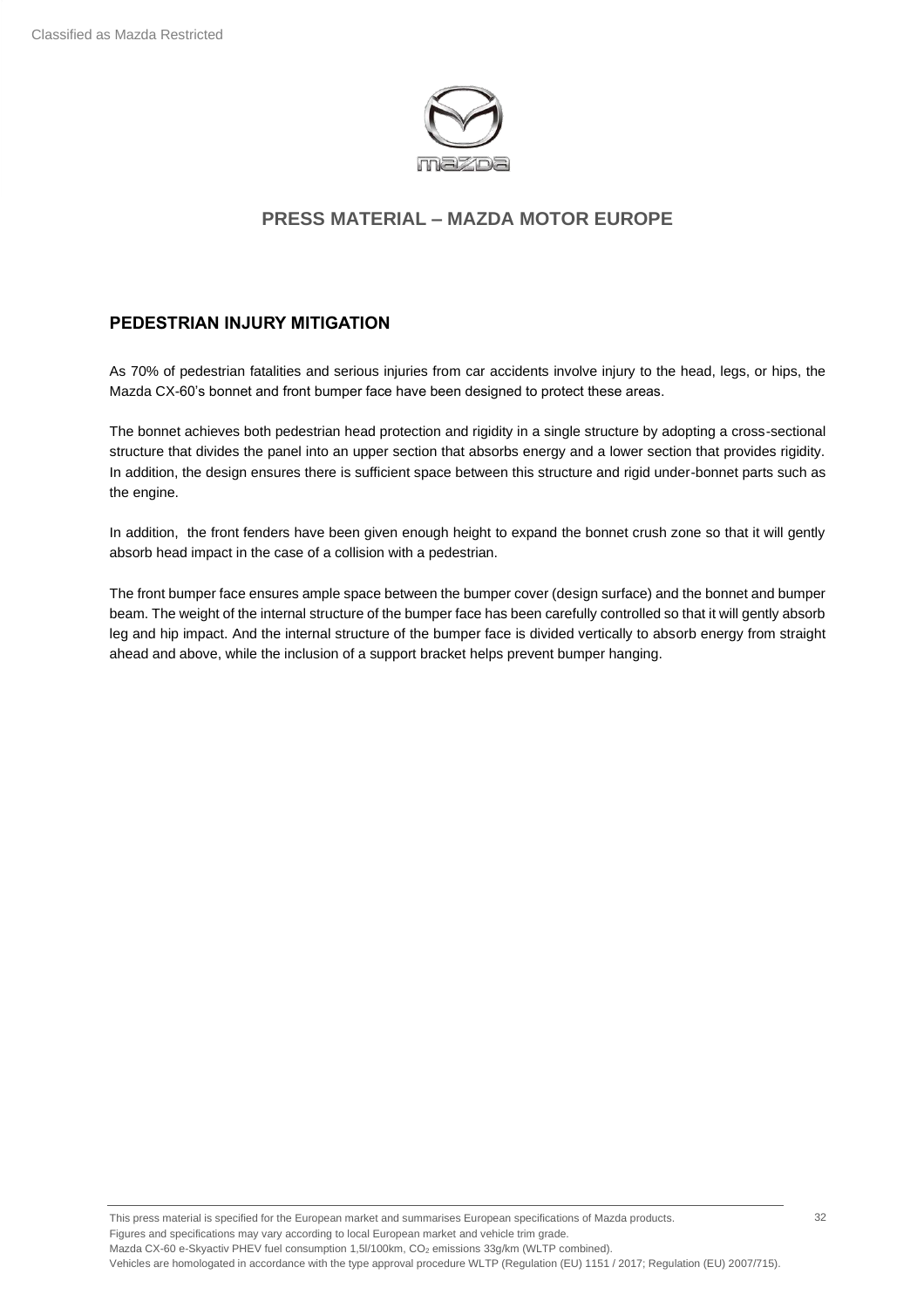## PEDESTRIAN INJURY MITIGATION

As 70% of pedestrian fatalities and serious injuries from car accidents involve injury to the head, legs, or hips, the Mazda CX-60's bonnet and front bumper face have been designed to protect these areas.

The bonnet achieves both pedestrian head protection and rigidity in a single structure by adopting a cross-sectional structure that divides the panel into an upper section that absorbs energy and a lower section that provides rigidity. In addition, the design ensures there is sufficient space between this structure and rigid under-bonnet parts such as the engine.

In addition, the front fenders have been given enough height to expand the bonnet crush zone so that it will gently absorb head impact in the case of a collision with a pedestrian.

The front bumper face ensures ample space between the bumper cover (design surface) and the bonnet and bumper beam. The weight of the internal structure of the bumper face has been carefully controlled so that it will gently absorb leg and hip impact. And the internal structure of the bumper face is divided vertically to absorb energy from straight ahead and above, while the inclusion of a support bracket helps prevent bumper hanging.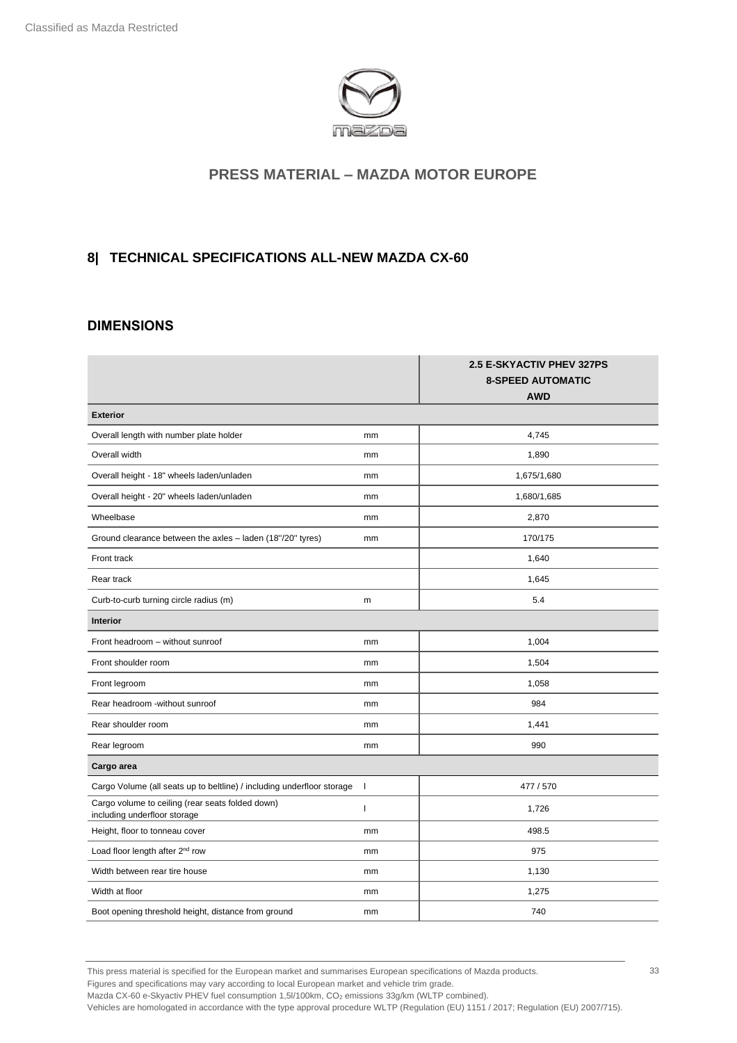Classified as Mazda Restricted

## PRESS MATERIAL – MAZDA MOTOR EUROPE

### 8| TECHNICAL SPECIFICATIONS ALL-NEW MAZDA CX-60

### DIMENSIONS

| | | 2.5 E-SKYACTIV PHEV 327PS 8-SPEED AUTOMATIC AWD |
|---|---|---|
| **Exterior** | | |
| Overall length with number plate holder | mm | 4,745 |
| Overall width | mm | 1,890 |
| Overall height - 18" wheels laden/unladen | mm | 1,675/1,680 |
| Overall height - 20" wheels laden/unladen | mm | 1,680/1,685 |
| Wheelbase | mm | 2,870 |
| Ground clearance between the axles – laden (18"/20" tyres) | mm | 170/175 |
| Front track | | 1,640 |
| Rear track | | 1,645 |
| Curb-to-curb turning circle radius (m) | m | 5.4 |
| **Interior** | | |
| Front headroom – without sunroof | mm | 1,004 |
| Front shoulder room | mm | 1,504 |
| Front legroom | mm | 1,058 |
| Rear headroom -without sunroof | mm | 984 |
| Rear shoulder room | mm | 1,441 |
| Rear legroom | mm | 990 |
| **Cargo area** | | |
| Cargo Volume (all seats up to beltline) / including underfloor storage | l | 477 / 570 |
| Cargo volume to ceiling (rear seats folded down) including underfloor storage | l | 1,726 |
| Height, floor to tonneau cover | mm | 498.5 |
| Load floor length after 2nd row | mm | 975 |
| Width between rear tire house | mm | 1,130 |
| Width at floor | mm | 1,275 |
| Boot opening threshold height, distance from ground | mm | 740 |

This press material is specified for the European market and summarises European specifications of Mazda products.
Figures and specifications may vary according to local European market and vehicle trim grade.
Mazda CX-60 e-Skyactiv PHEV fuel consumption 1,5l/100km, $CO_2$ emissions 33g/km (WLTP combined).
Vehicles are homologated in accordance with the type approval procedure WLTP (Regulation (EU) 1151 / 2017; Regulation (EU) 2007/715).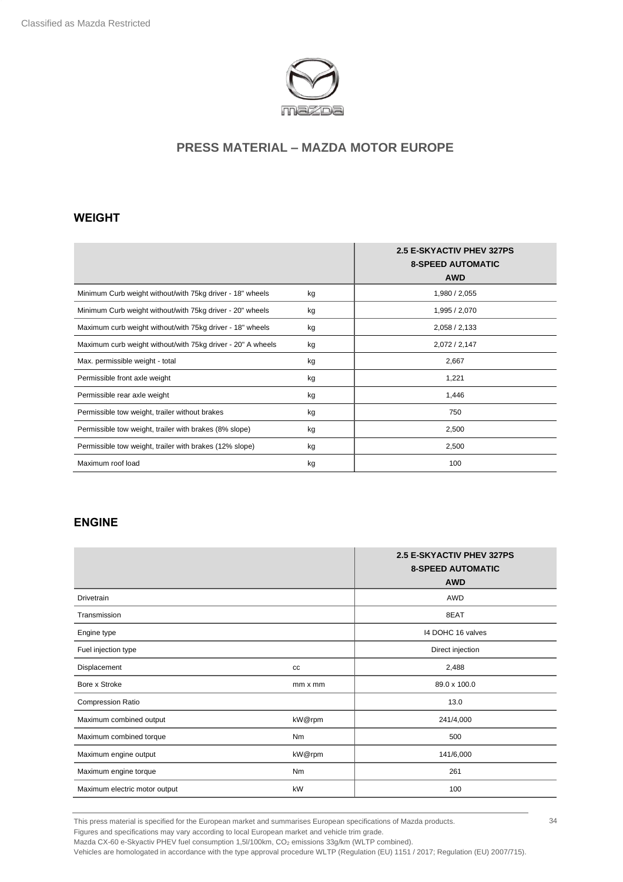Classified as Mazda Restricted

## PRESS MATERIAL – MAZDA MOTOR EUROPE

### WEIGHT

| | | 2.5 E-SKYACTIV PHEV 327PS<br>8-SPEED AUTOMATIC<br>AWD |
|---|---|---|
| Minimum Curb weight without/with 75kg driver - 18" wheels | kg | 1,980 / 2,055 |
| Minimum Curb weight without/with 75kg driver - 20" wheels | kg | 1,995 / 2,070 |
| Maximum curb weight without/with 75kg driver - 18" wheels | kg | 2,058 / 2,133 |
| Maximum curb weight without/with 75kg driver - 20" A wheels | kg | 2,072 / 2,147 |
| Max. permissible weight - total | kg | 2,667 |
| Permissible front axle weight | kg | 1,221 |
| Permissible rear axle weight | kg | 1,446 |
| Permissible tow weight, trailer without brakes | kg | 750 |
| Permissible tow weight, trailer with brakes (8% slope) | kg | 2,500 |
| Permissible tow weight, trailer with brakes (12% slope) | kg | 2,500 |
| Maximum roof load | kg | 100 |

### ENGINE

| | | 2.5 E-SKYACTIV PHEV 327PS<br>8-SPEED AUTOMATIC<br>AWD |
|---|---|---|
| Drivetrain | | AWD |
| Transmission | | 8EAT |
| Engine type | | I4 DOHC 16 valves |
| Fuel injection type | | Direct injection |
| Displacement | cc | 2,488 |
| Bore x Stroke | mm x mm | 89.0 x 100.0 |
| Compression Ratio | | 13.0 |
| Maximum combined output | kW@rpm | 241/4,000 |
| Maximum combined torque | Nm | 500 |
| Maximum engine output | kW@rpm | 141/6,000 |
| Maximum engine torque | Nm | 261 |
| Maximum electric motor output | kW | 100 |

This press material is specified for the European market and summarises European specifications of Mazda products.
Figures and specifications may vary according to local European market and vehicle trim grade.
Mazda CX-60 e-Skyactiv PHEV fuel consumption 1,5l/100km, $CO_2$ emissions 33g/km (WLTP combined).
Vehicles are homologated in accordance with the type approval procedure WLTP (Regulation (EU) 1151 / 2017; Regulation (EU) 2007/715).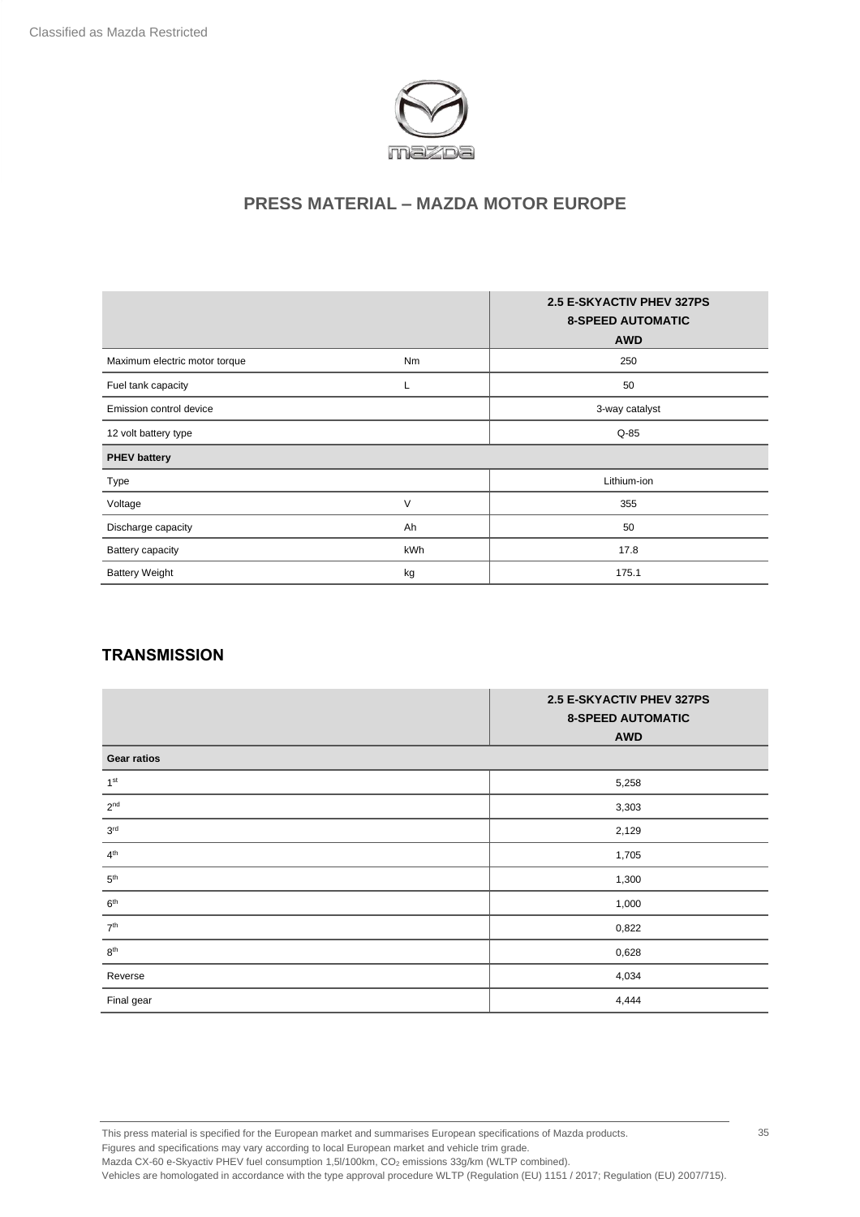Classified as Mazda Restricted

## PRESS MATERIAL – MAZDA MOTOR EUROPE

| | | 2.5 E-SKYACTIV PHEV 327PS 8-SPEED AUTOMATIC AWD |
|---|---|---|
| Maximum electric motor torque | Nm | 250 |
| Fuel tank capacity | L | 50 |
| Emission control device | | 3-way catalyst |
| 12 volt battery type | | Q-85 |
| **PHEV battery** | | |
| Type | | Lithium-ion |
| Voltage | V | 355 |
| Discharge capacity | Ah | 50 |
| Battery capacity | kWh | 17.8 |
| Battery Weight | kg | 175.1 |

### TRANSMISSION

| | 2.5 E-SKYACTIV PHEV 327PS 8-SPEED AUTOMATIC AWD |
|---|---|
| **Gear ratios** | |
| 1st | 5,258 |
| 2nd | 3,303 |
| 3rd | 2,129 |
| 4th | 1,705 |
| 5th | 1,300 |
| 6th | 1,000 |
| 7th | 0,822 |
| 8th | 0,628 |
| Reverse | 4,034 |
| Final gear | 4,444 |

This press material is specified for the European market and summarises European specifications of Mazda products.
Figures and specifications may vary according to local European market and vehicle trim grade.
Mazda CX-60 e-Skyactiv PHEV fuel consumption 1,5l/100km, $CO_2$ emissions 33g/km (WLTP combined).
Vehicles are homologated in accordance with the type approval procedure WLTP (Regulation (EU) 1151 / 2017; Regulation (EU) 2007/715).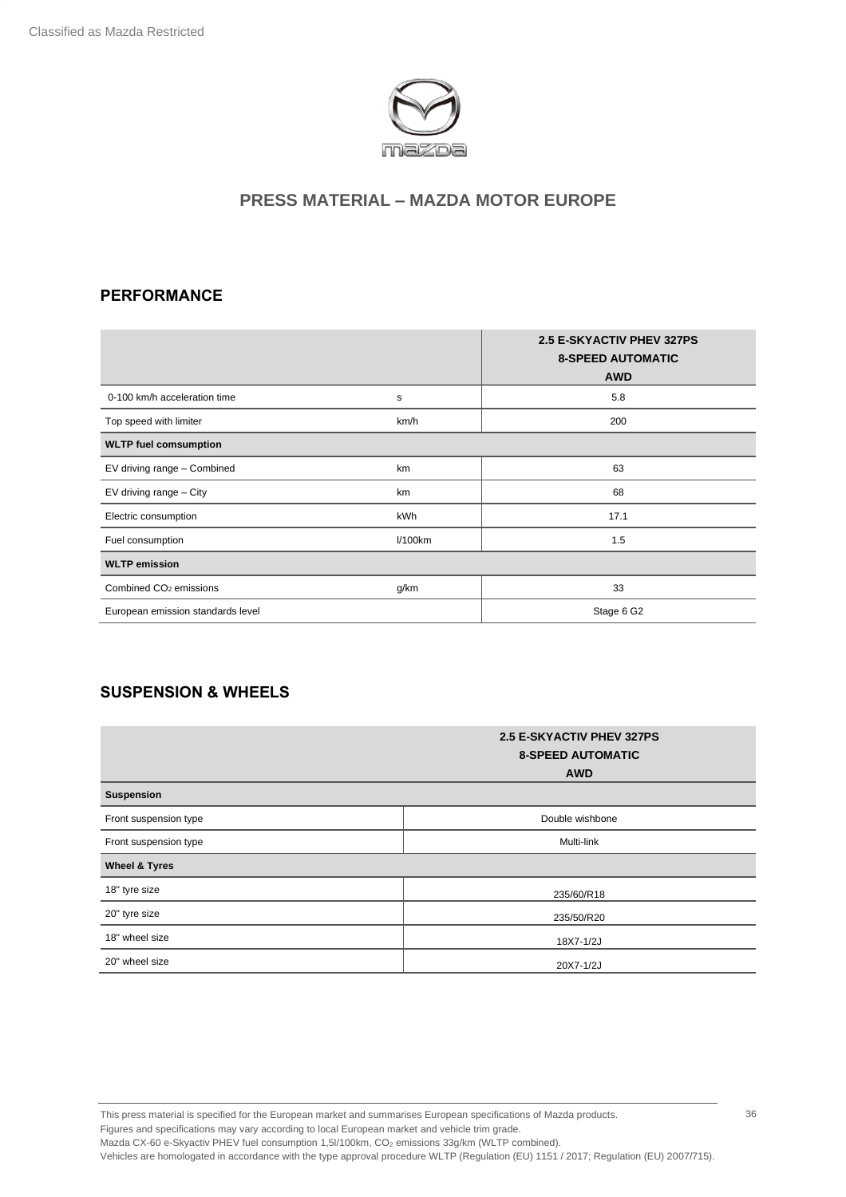Classified as Mazda Restricted

## PRESS MATERIAL – MAZDA MOTOR EUROPE

## PERFORMANCE

| | | 2.5 E-SKYACTIV PHEV 327PS 8-SPEED AUTOMATIC AWD |
|---|---|---|
| 0-100 km/h acceleration time | s | 5.8 |
| Top speed with limiter | km/h | 200 |
| **WLTP fuel comsumption** | | |
| EV driving range – Combined | km | 63 |
| EV driving range – City | km | 68 |
| Electric consumption | kWh | 17.1 |
| Fuel consumption | l/100km | 1.5 |
| **WLTP emission** | | |
| Combined $CO_2$ emissions | g/km | 33 |
| European emission standards level | | Stage 6 G2 |

## SUSPENSION & WHEELS

| | 2.5 E-SKYACTIV PHEV 327PS 8-SPEED AUTOMATIC AWD |
|---|---|
| **Suspension** | |
| Front suspension type | Double wishbone |
| Front suspension type | Multi-link |
| **Wheel & Tyres** | |
| 18" tyre size | 235/60/R18 |
| 20" tyre size | 235/50/R20 |
| 18" wheel size | 18X7-1/2J |
| 20" wheel size | 20X7-1/2J |

This press material is specified for the European market and summarises European specifications of Mazda products.
Figures and specifications may vary according to local European market and vehicle trim grade.
Mazda CX-60 e-Skyactiv PHEV fuel consumption 1,5l/100km, $CO_2$ emissions 33g/km (WLTP combined).
Vehicles are homologated in accordance with the type approval procedure WLTP (Regulation (EU) 1151 / 2017; Regulation (EU) 2007/715).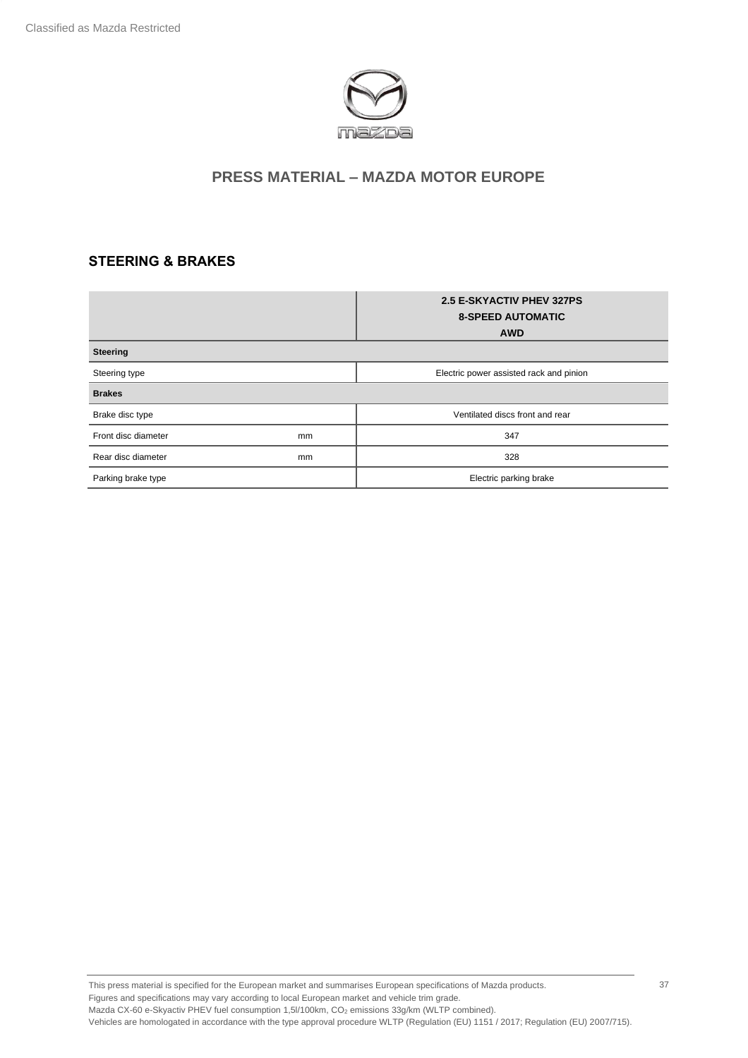## PRESS MATERIAL – MAZDA MOTOR EUROPE

### STEERING & BRAKES

| | | 2.5 E-SKYACTIV PHEV 327PS<br>8-SPEED AUTOMATIC<br>AWD |
|---|---|---|
| **Steering** | | |
| Steering type | | Electric power assisted rack and pinion |
| **Brakes** | | |
| Brake disc type | | Ventilated discs front and rear |
| Front disc diameter | mm | 347 |
| Rear disc diameter | mm | 328 |
| Parking brake type | | Electric parking brake |

This press material is specified for the European market and summarises European specifications of Mazda products.
Figures and specifications may vary according to local European market and vehicle trim grade.
Mazda CX-60 e-Skyactiv PHEV fuel consumption 1,5l/100km, $CO_2$ emissions 33g/km (WLTP combined).
Vehicles are homologated in accordance with the type approval procedure WLTP (Regulation (EU) 1151 / 2017; Regulation (EU) 2007/715).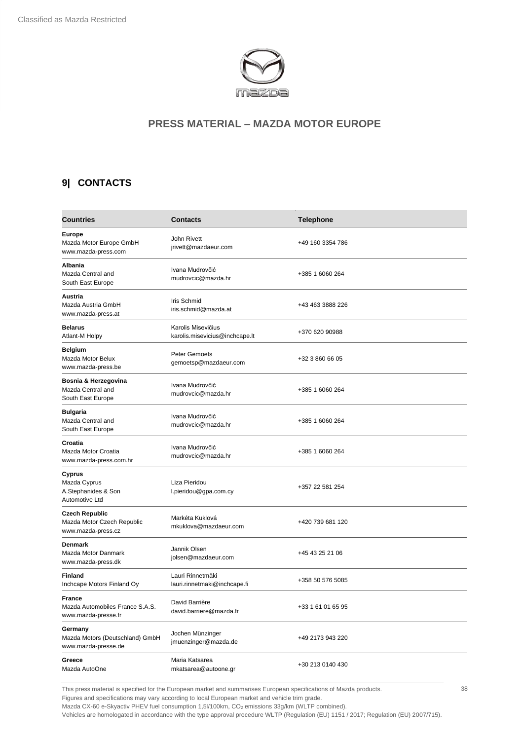## PRESS MATERIAL – MAZDA MOTOR EUROPE

## 9| CONTACTS

| Countries | Contacts | Telephone |
|---|---|---|
| **Europe**<br>Mazda Motor Europe GmbH<br>www.mazda-press.com | John Rivett<br>jrivett@mazdaeur.com | +49 160 3354 786 |
| **Albania**<br>Mazda Central and South East Europe | Ivana Mudrovčić<br>mudrovcic@mazda.hr | +385 1 6060 264 |
| **Austria**<br>Mazda Austria GmbH<br>www.mazda-press.at | Iris Schmid<br>iris.schmid@mazda.at | +43 463 3888 226 |
| **Belarus**<br>Atlant-M Holpy | Karolis Misevičius<br>karolis.misevicius@inchcape.lt | +370 620 90988 |
| **Belgium**<br>Mazda Motor Belux<br>www.mazda-press.be | Peter Gemoets<br>gemoetsp@mazdaeur.com | +32 3 860 66 05 |
| **Bosnia & Herzegovina**<br>Mazda Central and South East Europe | Ivana Mudrovčić<br>mudrovcic@mazda.hr | +385 1 6060 264 |
| **Bulgaria**<br>Mazda Central and South East Europe | Ivana Mudrovčić<br>mudrovcic@mazda.hr | +385 1 6060 264 |
| **Croatia**<br>Mazda Motor Croatia<br>www.mazda-press.com.hr | Ivana Mudrovčić<br>mudrovcic@mazda.hr | +385 1 6060 264 |
| **Cyprus**<br>Mazda Cyprus<br>A.Stephanides & Son Automotive Ltd | Liza Pieridou<br>l.pieridou@gpa.com.cy | +357 22 581 254 |
| **Czech Republic**<br>Mazda Motor Czech Republic<br>www.mazda-press.cz | Markéta Kuklová<br>mkuklova@mazdaeur.com | +420 739 681 120 |
| **Denmark**<br>Mazda Motor Danmark<br>www.mazda-press.dk | Jannik Olsen<br>jolsen@mazdaeur.com | +45 43 25 21 06 |
| **Finland**<br>Inchcape Motors Finland Oy | Lauri Rinnetmäki<br>lauri.rinnetmaki@inchcape.fi | +358 50 576 5085 |
| **France**<br>Mazda Automobiles France S.A.S.<br>www.mazda-presse.fr | David Barrière<br>david.barriere@mazda.fr | +33 1 61 01 65 95 |
| **Germany**<br>Mazda Motors (Deutschland) GmbH<br>www.mazda-presse.de | Jochen Münzinger<br>jmuenzinger@mazda.de | +49 2173 943 220 |
| **Greece**<br>Mazda AutoOne | Maria Katsarea<br>mkatsarea@autoone.gr | +30 213 0140 430 |

This press material is specified for the European market and summarises European specifications of Mazda products.
Figures and specifications may vary according to local European market and vehicle trim grade.
Mazda CX-60 e-Skyactiv PHEV fuel consumption 1,5l/100km, $CO_2$ emissions 33g/km (WLTP combined).
Vehicles are homologated in accordance with the type approval procedure WLTP (Regulation (EU) 1151 / 2017; Regulation (EU) 2007/715).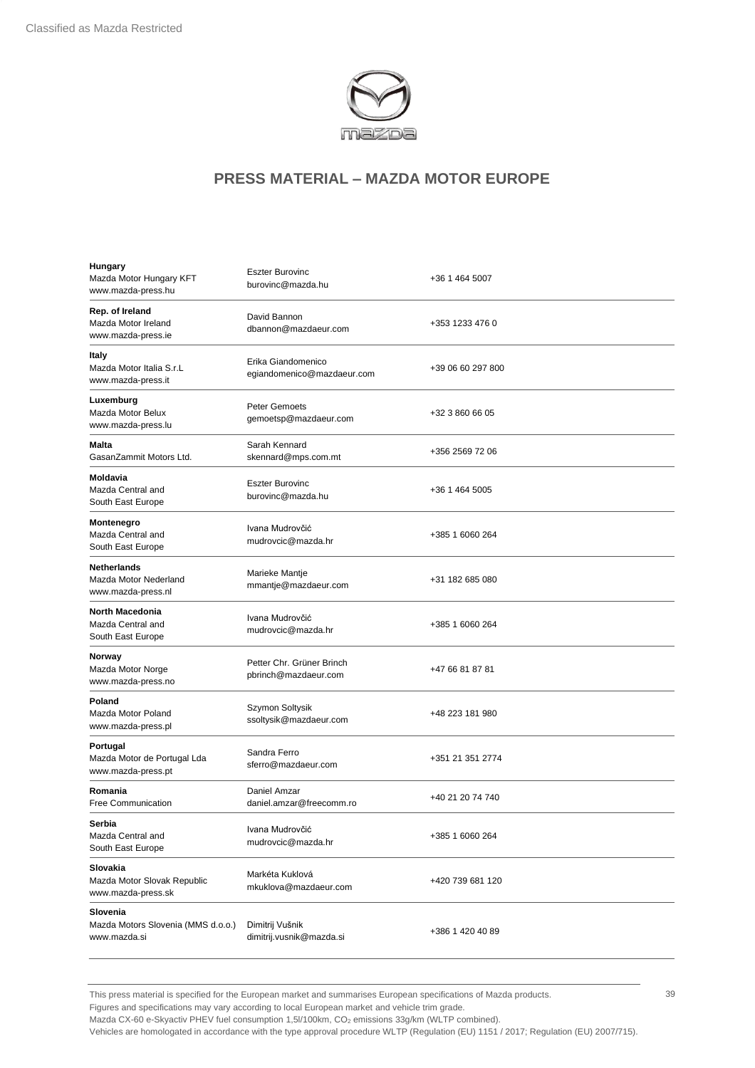## PRESS MATERIAL – MAZDA MOTOR EUROPE

| Country / Company | Contact | Phone |
|---|---|---|
| **Hungary**<br>Mazda Motor Hungary KFT<br>www.mazda-press.hu | Eszter Burovinc<br>burovinc@mazda.hu | +36 1 464 5007 |
| **Rep. of Ireland**<br>Mazda Motor Ireland<br>www.mazda-press.ie | David Bannon<br>dbannon@mazdaeur.com | +353 1233 476 0 |
| **Italy**<br>Mazda Motor Italia S.r.L<br>www.mazda-press.it | Erika Giandomenico<br>egiandomenico@mazdaeur.com | +39 06 60 297 800 |
| **Luxemburg**<br>Mazda Motor Belux<br>www.mazda-press.lu | Peter Gemoets<br>gemoetsp@mazdaeur.com | +32 3 860 66 05 |
| **Malta**<br>GasanZammit Motors Ltd. | Sarah Kennard<br>skennard@mps.com.mt | +356 2569 72 06 |
| **Moldavia**<br>Mazda Central and South East Europe | Eszter Burovinc<br>burovinc@mazda.hu | +36 1 464 5005 |
| **Montenegro**<br>Mazda Central and South East Europe | Ivana Mudrovčić<br>mudrovcic@mazda.hr | +385 1 6060 264 |
| **Netherlands**<br>Mazda Motor Nederland<br>www.mazda-press.nl | Marieke Mantje<br>mmantje@mazdaeur.com | +31 182 685 080 |
| **North Macedonia**<br>Mazda Central and South East Europe | Ivana Mudrovčić<br>mudrovcic@mazda.hr | +385 1 6060 264 |
| **Norway**<br>Mazda Motor Norge<br>www.mazda-press.no | Petter Chr. Grüner Brinch<br>pbrinch@mazdaeur.com | +47 66 81 87 81 |
| **Poland**<br>Mazda Motor Poland<br>www.mazda-press.pl | Szymon Soltysik<br>ssoltysik@mazdaeur.com | +48 223 181 980 |
| **Portugal**<br>Mazda Motor de Portugal Lda<br>www.mazda-press.pt | Sandra Ferro<br>sferro@mazdaeur.com | +351 21 351 2774 |
| **Romania**<br>Free Communication | Daniel Amzar<br>daniel.amzar@freecomm.ro | +40 21 20 74 740 |
| **Serbia**<br>Mazda Central and South East Europe | Ivana Mudrovčić<br>mudrovcic@mazda.hr | +385 1 6060 264 |
| **Slovakia**<br>Mazda Motor Slovak Republic<br>www.mazda-press.sk | Markéta Kuklová<br>mkuklova@mazdaeur.com | +420 739 681 120 |
| **Slovenia**<br>Mazda Motors Slovenia (MMS d.o.o.)<br>www.mazda.si | Dimitrij Vušnik<br>dimitrij.vusnik@mazda.si | +386 1 420 40 89 |

This press material is specified for the European market and summarises European specifications of Mazda products.
Figures and specifications may vary according to local European market and vehicle trim grade.
Mazda CX-60 e-Skyactiv PHEV fuel consumption 1,5l/100km, $CO_2$ emissions 33g/km (WLTP combined).
Vehicles are homologated in accordance with the type approval procedure WLTP (Regulation (EU) 1151 / 2017; Regulation (EU) 2007/715).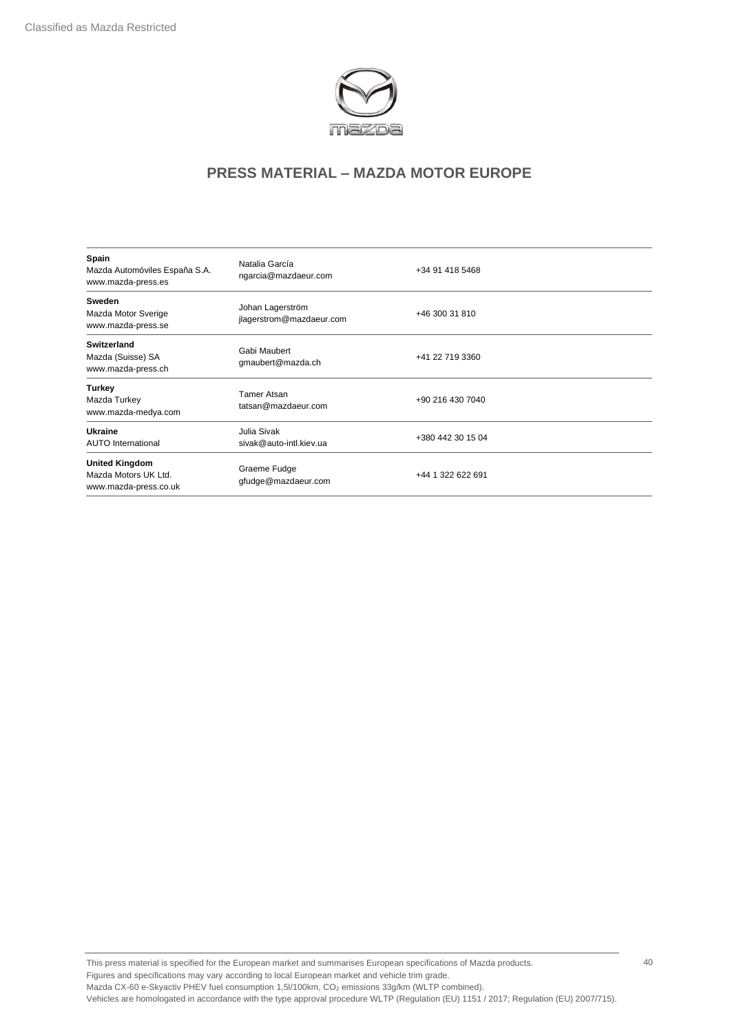## PRESS MATERIAL – MAZDA MOTOR EUROPE

| | | |
|---|---|---|
| **Spain**<br>Mazda Automóviles España S.A.<br>www.mazda-press.es | Natalia García<br>ngarcia@mazdaeur.com | +34 91 418 5468 |
| **Sweden**<br>Mazda Motor Sverige<br>www.mazda-press.se | Johan Lagerström<br>jlagerstrom@mazdaeur.com | +46 300 31 810 |
| **Switzerland**<br>Mazda (Suisse) SA<br>www.mazda-press.ch | Gabi Maubert<br>gmaubert@mazda.ch | +41 22 719 3360 |
| **Turkey**<br>Mazda Turkey<br>www.mazda-medya.com | Tamer Atsan<br>tatsan@mazdaeur.com | +90 216 430 7040 |
| **Ukraine**<br>AUTO International | Julia Sivak<br>sivak@auto-intl.kiev.ua | +380 442 30 15 04 |
| **United Kingdom**<br>Mazda Motors UK Ltd.<br>www.mazda-press.co.uk | Graeme Fudge<br>gfudge@mazdaeur.com | +44 1 322 622 691 |

This press material is specified for the European market and summarises European specifications of Mazda products.
Figures and specifications may vary according to local European market and vehicle trim grade.
Mazda CX-60 e-Skyactiv PHEV fuel consumption 1,5l/100km, $CO_2$ emissions 33g/km (WLTP combined).
Vehicles are homologated in accordance with the type approval procedure WLTP (Regulation (EU) 1151 / 2017; Regulation (EU) 2007/715).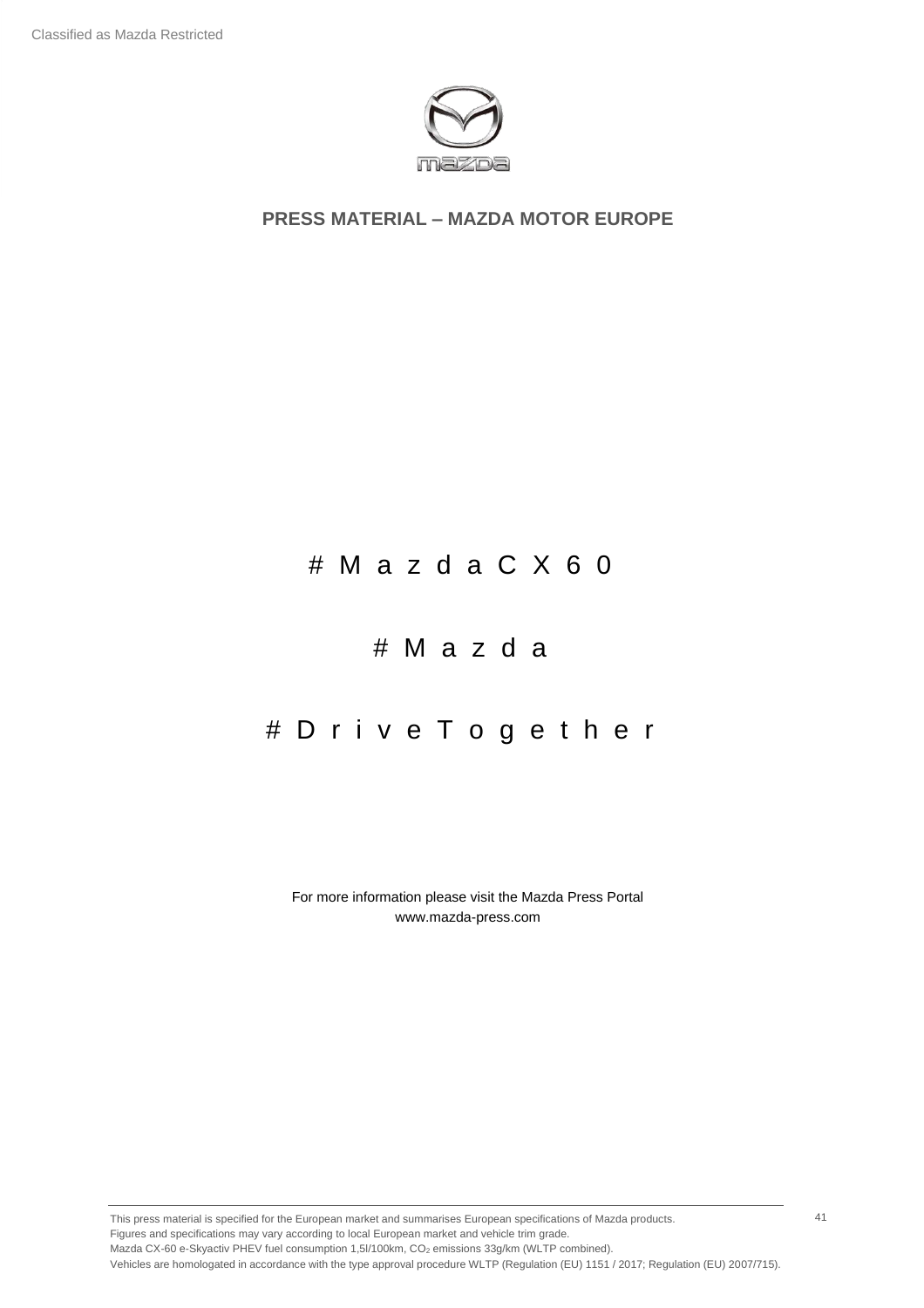Classified as Mazda Restricted

**PRESS MATERIAL – MAZDA MOTOR EUROPE**

# M a z d a C X 6 0

# M a z d a

# D r i v e T o g e t h e r

For more information please visit the Mazda Press Portal
www.mazda-press.com

This press material is specified for the European market and summarises European specifications of Mazda products.
Figures and specifications may vary according to local European market and vehicle trim grade.
Mazda CX-60 e-Skyactiv PHEV fuel consumption 1,5l/100km, $CO_2$ emissions 33g/km (WLTP combined).
Vehicles are homologated in accordance with the type approval procedure WLTP (Regulation (EU) 1151 / 2017; Regulation (EU) 2007/715).